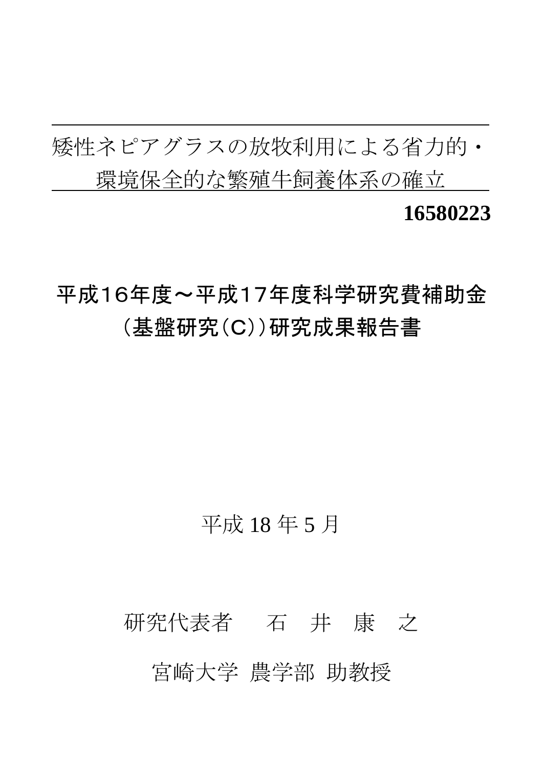# 矮性ネピアグラスの放牧利用による省力的・環境保全的な繁殖牛飼養体系の確立

**16580223**

## 平成16年度～平成17年度科学研究費補助金（基盤研究（C））研究成果報告書

平成 18 年 5 月

研究代表者　　石　井　康　之

宮崎大学 農学部 助教授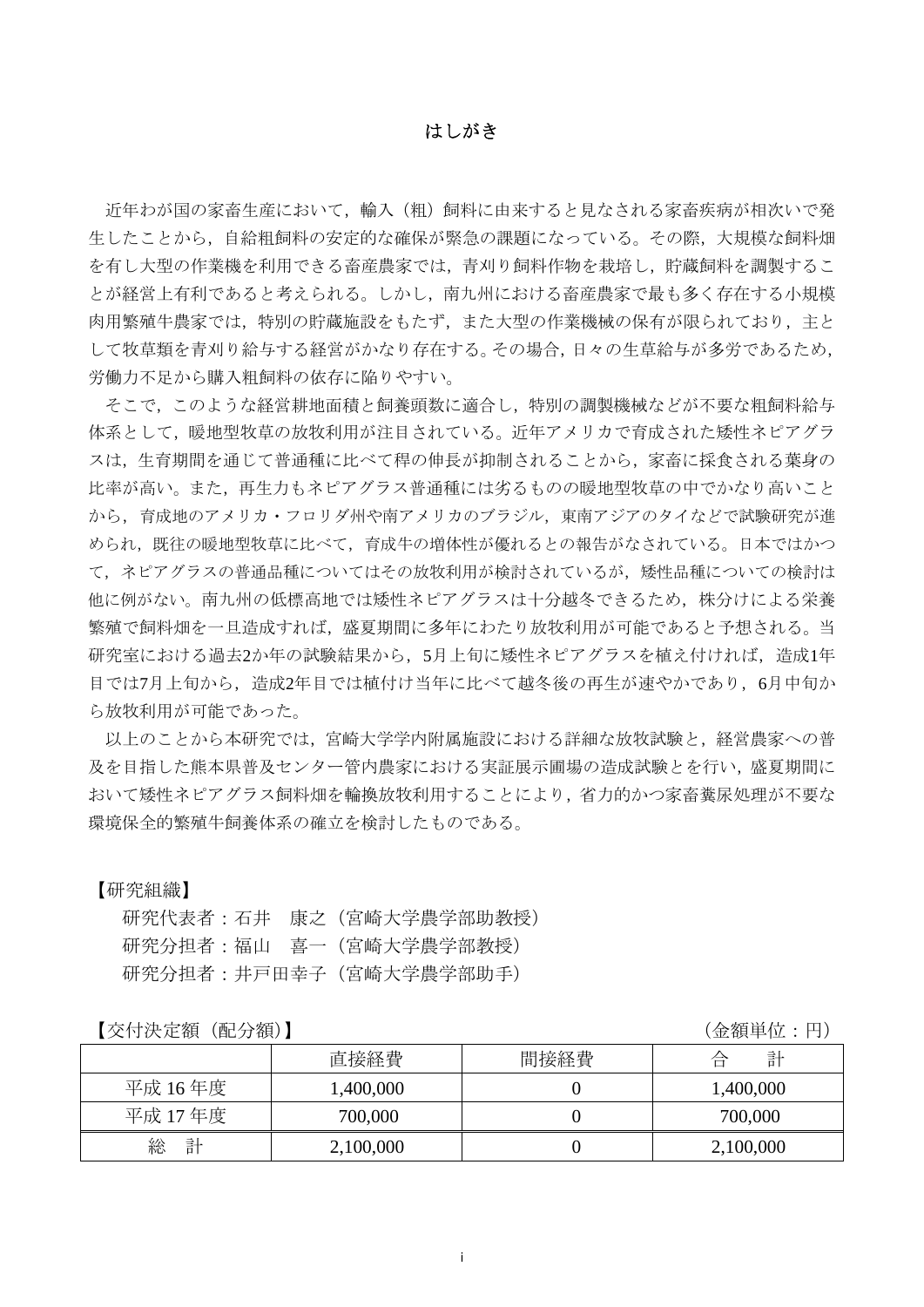# はしがき

近年わが国の家畜生産において，輸入（粗）飼料に由来すると見なされる家畜疾病が相次いで発生したことから，自給粗飼料の安定的な確保が緊急の課題になっている。その際，大規模な飼料畑を有し大型の作業機を利用できる畜産農家では，青刈り飼料作物を栽培し，貯蔵飼料を調製することが経営上有利であると考えられる。しかし，南九州における畜産農家で最も多く存在する小規模肉用繁殖牛農家では，特別の貯蔵施設をもたず，また大型の作業機械の保有が限られており，主として牧草類を青刈り給与する経営がかなり存在する。その場合，日々の生草給与が多労であるため，労働力不足から購入粗飼料の依存に陥りやすい。

そこで，このような経営耕地面積と飼養頭数に適合し，特別の調製機械などが不要な粗飼料給与体系として，暖地型牧草の放牧利用が注目されている。近年アメリカで育成された矮性ネピアグラスは，生育期間を通じて普通種に比べて稈の伸長が抑制されることから，家畜に採食される葉身の比率が高い。また，再生力もネピアグラス普通種には劣るものの暖地型牧草の中でかなり高いことから，育成地のアメリカ・フロリダ州や南アメリカのブラジル，東南アジアのタイなどで試験研究が進められ，既往の暖地型牧草に比べて，育成牛の増体性が優れるとの報告がなされている。日本ではかつて，ネピアグラスの普通品種についてはその放牧利用が検討されているが，矮性品種についての検討は他に例がない。南九州の低標高地では矮性ネピアグラスは十分越冬できるため，株分けによる栄養繁殖で飼料畑を一旦造成すれば，盛夏期間に多年にわたり放牧利用が可能であると予想される。当研究室における過去2か年の試験結果から，5月上旬に矮性ネピアグラスを植え付ければ，造成1年目では7月上旬から，造成2年目では植付け当年に比べて越冬後の再生が速やかであり，6月中旬から放牧利用が可能であった。

以上のことから本研究では，宮崎大学学内附属施設における詳細な放牧試験と，経営農家への普及を目指した熊本県普及センター管内農家における実証展示圃場の造成試験とを行い，盛夏期間において矮性ネピアグラス飼料畑を輪換放牧利用することにより，省力的かつ家畜糞尿処理が不要な環境保全的繁殖牛飼養体系の確立を検討したものである。

【研究組織】

研究代表者：石井　康之（宮崎大学農学部助教授）
研究分担者：福山　喜一（宮崎大学農学部教授）
研究分担者：井戸田幸子（宮崎大学農学部助手）

【交付決定額（配分額）】　　　　　　　　　　　　　　　　　　（金額単位：円）

| | 直接経費 | 間接経費 | 合　計 |
|---|---|---|---|
| 平成 16 年度 | 1,400,000 | 0 | 1,400,000 |
| 平成 17 年度 | 700,000 | 0 | 700,000 |
| 総　計 | 2,100,000 | 0 | 2,100,000 |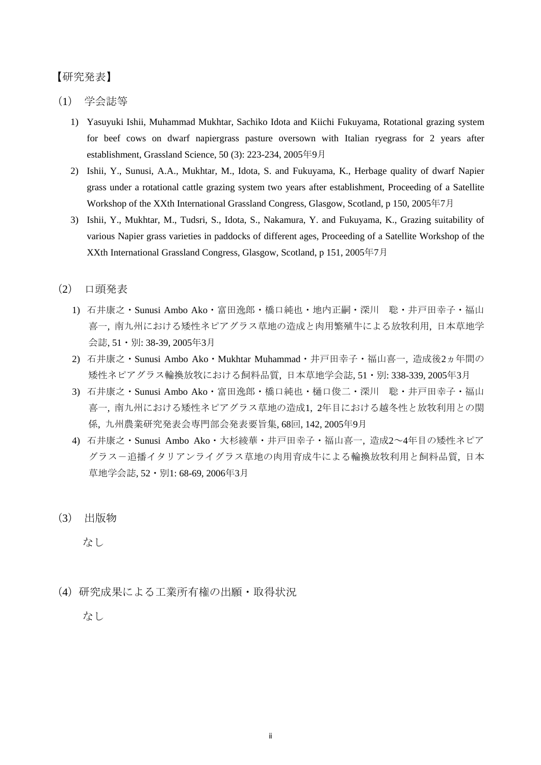【研究発表】

（1） 学会誌等

1) Yasuyuki Ishii, Muhammad Mukhtar, Sachiko Idota and Kiichi Fukuyama, Rotational grazing system for beef cows on dwarf napiergrass pasture oversown with Italian ryegrass for 2 years after establishment, Grassland Science, 50 (3): 223-234, 2005年9月
2) Ishii, Y., Sunusi, A.A., Mukhtar, M., Idota, S. and Fukuyama, K., Herbage quality of dwarf Napier grass under a rotational cattle grazing system two years after establishment, Proceeding of a Satellite Workshop of the XXth International Grassland Congress, Glasgow, Scotland, p 150, 2005年7月
3) Ishii, Y., Mukhtar, M., Tudsri, S., Idota, S., Nakamura, Y. and Fukuyama, K., Grazing suitability of various Napier grass varieties in paddocks of different ages, Proceeding of a Satellite Workshop of the XXth International Grassland Congress, Glasgow, Scotland, p 151, 2005年7月

（2） 口頭発表

1) 石井康之・Sunusi Ambo Ako・富田逸郎・橋口純也・地内正嗣・深川　聡・井戸田幸子・福山喜一, 南九州における矮性ネピアグラス草地の造成と肉用繁殖牛による放牧利用, 日本草地学会誌, 51・別: 38-39, 2005年3月
2) 石井康之・Sunusi Ambo Ako・Mukhtar Muhammad・井戸田幸子・福山喜一, 造成後2ヵ年間の矮性ネピアグラス輪換放牧における飼料品質, 日本草地学会誌, 51・別: 338-339, 2005年3月
3) 石井康之・Sunusi Ambo Ako・富田逸郎・橋口純也・樋口俊二・深川　聡・井戸田幸子・福山喜一, 南九州における矮性ネピアグラス草地の造成1, 2年目における越冬性と放牧利用との関係, 九州農業研究発表会専門部会発表要旨集, 68回, 142, 2005年9月
4) 石井康之・Sunusi Ambo Ako・大杉綾華・井戸田幸子・福山喜一, 造成2〜4年目の矮性ネピアグラスー追播イタリアンライグラス草地の肉用育成牛による輪換放牧利用と飼料品質, 日本草地学会誌, 52・別1: 68-69, 2006年3月

（3） 出版物

なし

（4）研究成果による工業所有権の出願・取得状況

なし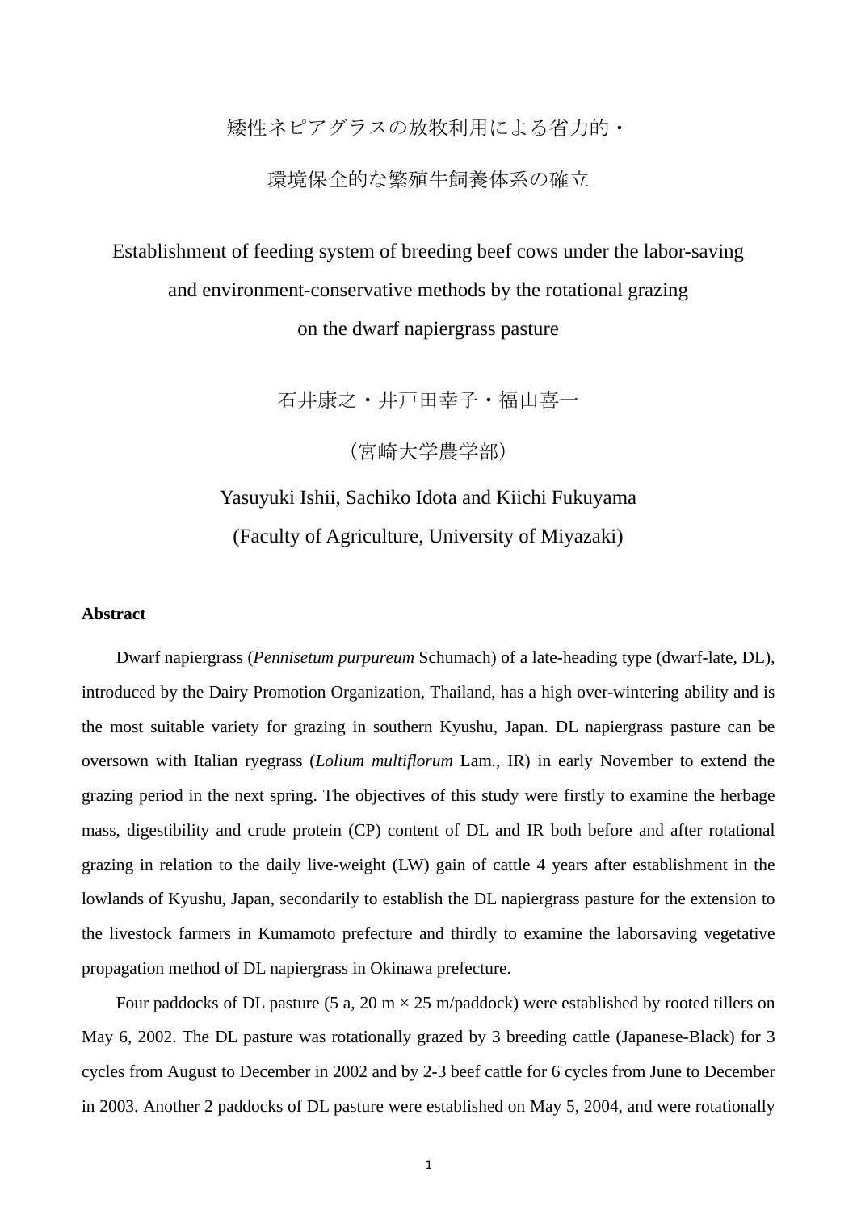# 矮性ネピアグラスの放牧利用による省力的・環境保全的な繁殖牛飼養体系の確立

# Establishment of feeding system of breeding beef cows under the labor-saving and environment-conservative methods by the rotational grazing on the dwarf napiergrass pasture

石井康之・井戸田幸子・福山喜一

（宮崎大学農学部）

Yasuyuki Ishii, Sachiko Idota and Kiichi Fukuyama

(Faculty of Agriculture, University of Miyazaki)

**Abstract**

Dwarf napiergrass (*Pennisetum purpureum* Schumach) of a late-heading type (dwarf-late, DL), introduced by the Dairy Promotion Organization, Thailand, has a high over-wintering ability and is the most suitable variety for grazing in southern Kyushu, Japan. DL napiergrass pasture can be oversown with Italian ryegrass (*Lolium multiflorum* Lam., IR) in early November to extend the grazing period in the next spring. The objectives of this study were firstly to examine the herbage mass, digestibility and crude protein (CP) content of DL and IR both before and after rotational grazing in relation to the daily live-weight (LW) gain of cattle 4 years after establishment in the lowlands of Kyushu, Japan, secondarily to establish the DL napiergrass pasture for the extension to the livestock farmers in Kumamoto prefecture and thirdly to examine the laborsaving vegetative propagation method of DL napiergrass in Okinawa prefecture.

Four paddocks of DL pasture (5 a, 20 m × 25 m/paddock) were established by rooted tillers on May 6, 2002. The DL pasture was rotationally grazed by 3 breeding cattle (Japanese-Black) for 3 cycles from August to December in 2002 and by 2-3 beef cattle for 6 cycles from June to December in 2003. Another 2 paddocks of DL pasture were established on May 5, 2004, and were rotationally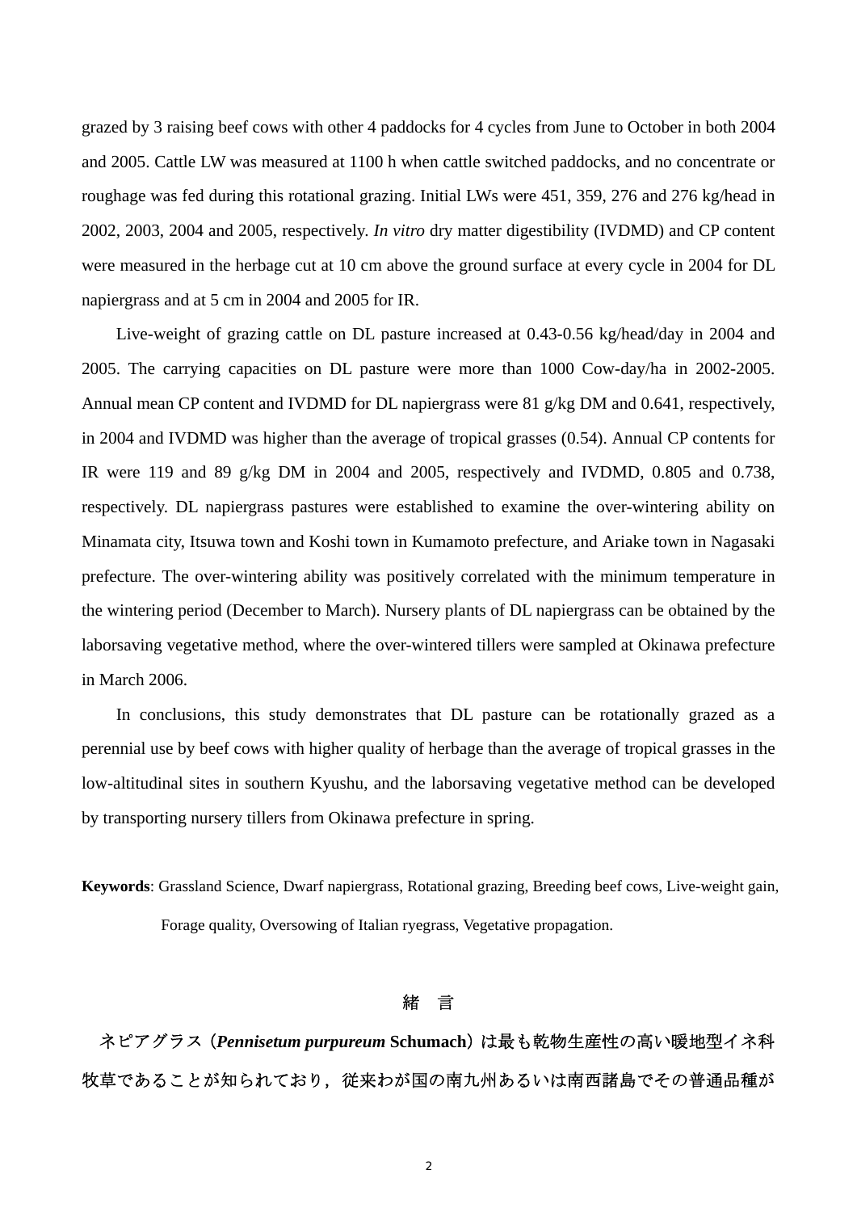grazed by 3 raising beef cows with other 4 paddocks for 4 cycles from June to October in both 2004 and 2005. Cattle LW was measured at 1100 h when cattle switched paddocks, and no concentrate or roughage was fed during this rotational grazing. Initial LWs were 451, 359, 276 and 276 kg/head in 2002, 2003, 2004 and 2005, respectively. *In vitro* dry matter digestibility (IVDMD) and CP content were measured in the herbage cut at 10 cm above the ground surface at every cycle in 2004 for DL napiergrass and at 5 cm in 2004 and 2005 for IR.

Live-weight of grazing cattle on DL pasture increased at 0.43-0.56 kg/head/day in 2004 and 2005. The carrying capacities on DL pasture were more than 1000 Cow-day/ha in 2002-2005. Annual mean CP content and IVDMD for DL napiergrass were 81 g/kg DM and 0.641, respectively, in 2004 and IVDMD was higher than the average of tropical grasses (0.54). Annual CP contents for IR were 119 and 89 g/kg DM in 2004 and 2005, respectively and IVDMD, 0.805 and 0.738, respectively. DL napiergrass pastures were established to examine the over-wintering ability on Minamata city, Itsuwa town and Koshi town in Kumamoto prefecture, and Ariake town in Nagasaki prefecture. The over-wintering ability was positively correlated with the minimum temperature in the wintering period (December to March). Nursery plants of DL napiergrass can be obtained by the laborsaving vegetative method, where the over-wintered tillers were sampled at Okinawa prefecture in March 2006.

In conclusions, this study demonstrates that DL pasture can be rotationally grazed as a perennial use by beef cows with higher quality of herbage than the average of tropical grasses in the low-altitudinal sites in southern Kyushu, and the laborsaving vegetative method can be developed by transporting nursery tillers from Okinawa prefecture in spring.

**Keywords**: Grassland Science, Dwarf napiergrass, Rotational grazing, Breeding beef cows, Live-weight gain, Forage quality, Oversowing of Italian ryegrass, Vegetative propagation.

## 緒　言

ネピアグラス（***Pennisetum purpureum*** **Schumach**）は最も乾物生産性の高い暖地型イネ科牧草であることが知られており，従来わが国の南九州あるいは南西諸島でその普通品種が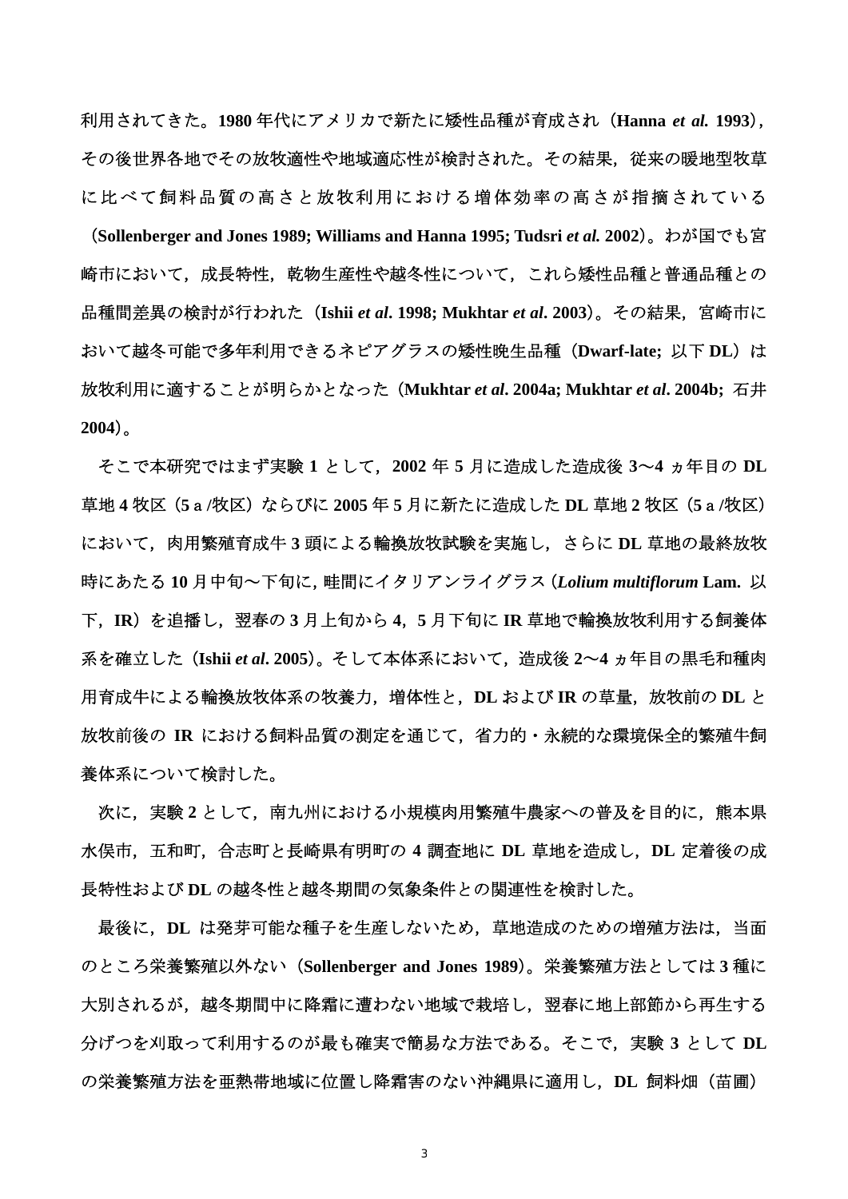利用されてきた。1980 年代にアメリカで新たに矮性品種が育成され（Hanna *et al.* 1993），その後世界各地でその放牧適性や地域適応性が検討された。その結果，従来の暖地型牧草に比べて飼料品質の高さと放牧利用における増体効率の高さが指摘されている（Sollenberger and Jones 1989; Williams and Hanna 1995; Tudsri *et al.* 2002）。わが国でも宮崎市において，成長特性，乾物生産性や越冬性について，これら矮性品種と普通品種との品種間差異の検討が行われた（Ishii *et al*. 1998; Mukhtar *et al*. 2003）。その結果，宮崎市において越冬可能で多年利用できるネピアグラスの矮性晩生品種（Dwarf-late; 以下 DL）は放牧利用に適することが明らかとなった（Mukhtar *et al*. 2004a; Mukhtar *et al*. 2004b; 石井 2004）。

そこで本研究ではまず実験 1 として，2002 年 5 月に造成した造成後 3～4 ヵ年目の DL 草地 4 牧区（5 a /牧区）ならびに 2005 年 5 月に新たに造成した DL 草地 2 牧区（5 a /牧区）において，肉用繁殖育成牛 3 頭による輪換放牧試験を実施し，さらに DL 草地の最終放牧時にあたる 10 月中旬～下旬に，畦間にイタリアンライグラス（*Lolium multiflorum* Lam. 以下，IR）を追播し，翌春の 3 月上旬から 4，5 月下旬に IR 草地で輪換放牧利用する飼養体系を確立した（Ishii *et al*. 2005）。そして本体系において，造成後 2～4 ヵ年目の黒毛和種肉用育成牛による輪換放牧体系の牧養力，増体性と，DL および IR の草量，放牧前の DL と放牧前後の IR における飼料品質の測定を通じて，省力的・永続的な環境保全的繁殖牛飼養体系について検討した。

次に，実験 2 として，南九州における小規模肉用繁殖牛農家への普及を目的に，熊本県水俣市，五和町，合志町と長崎県有明町の 4 調査地に DL 草地を造成し，DL 定着後の成長特性および DL の越冬性と越冬期間の気象条件との関連性を検討した。

最後に，DL は発芽可能な種子を生産しないため，草地造成のための増殖方法は，当面のところ栄養繁殖以外ない（Sollenberger and Jones 1989）。栄養繁殖方法としては 3 種に大別されるが，越冬期間中に降霜に遭わない地域で栽培し，翌春に地上部節から再生する分げつを刈取って利用するのが最も確実で簡易な方法である。そこで，実験 3 として DL の栄養繁殖方法を亜熱帯地域に位置し降霜害のない沖縄県に適用し，DL 飼料畑（苗圃）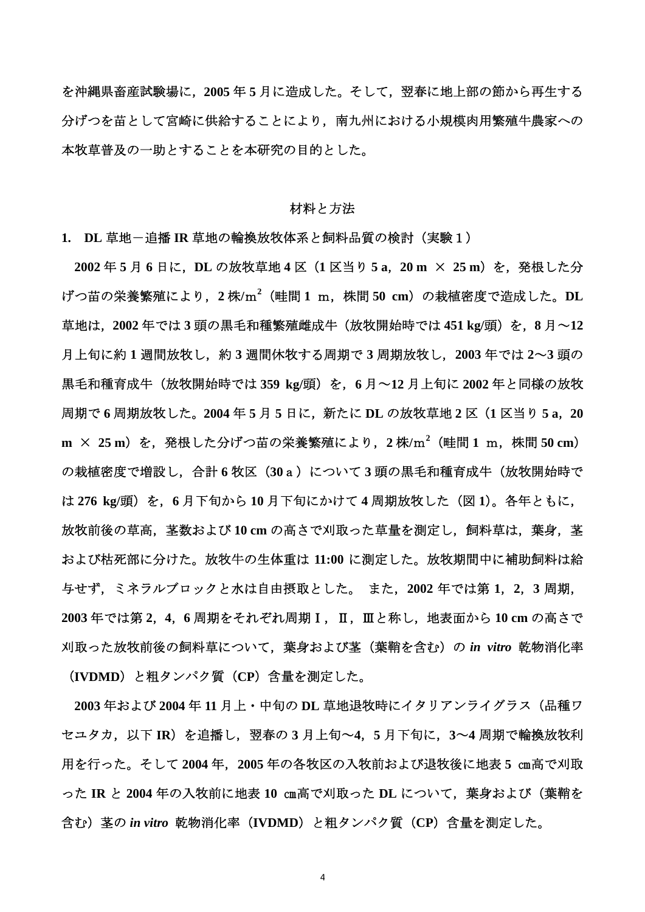を沖縄県畜産試験場に，2005 年 5 月に造成した。そして，翌春に地上部の節から再生する分げつを苗として宮崎に供給することにより，南九州における小規模肉用繁殖牛農家への本牧草普及の一助とすることを本研究の目的とした。

## 材料と方法

### 1.　DL 草地－追播 IR 草地の輪換放牧体系と飼料品質の検討（実験１）

2002 年 5 月 6 日に，DL の放牧草地 4 区（1 区当り 5 a，20 m × 25 m）を，発根した分げつ苗の栄養繁殖により，2 株/m$^2$（畦間 1 m，株間 50 cm）の栽植密度で造成した。DL 草地は，2002 年では 3 頭の黒毛和種繁殖雌成牛（放牧開始時では 451 kg/頭）を，8 月～12 月上旬に約 1 週間放牧し，約 3 週間休牧する周期で 3 周期放牧し，2003 年では 2～3 頭の黒毛和種育成牛（放牧開始時では 359 kg/頭）を，6 月～12 月上旬に 2002 年と同様の放牧周期で 6 周期放牧した。2004 年 5 月 5 日に，新たに DL の放牧草地 2 区（1 区当り 5 a，20 m × 25 m）を，発根した分げつ苗の栄養繁殖により，2 株/m$^2$（畦間 1 m，株間 50 cm）の栽植密度で増設し，合計 6 牧区（30 a）について 3 頭の黒毛和種育成牛（放牧開始時では 276 kg/頭）を，6 月下旬から 10 月下旬にかけて 4 周期放牧した（図 1）。各年ともに，放牧前後の草高，茎数および 10 cm の高さで刈取った草量を測定し，飼料草は，葉身，茎および枯死部に分けた。放牧牛の生体重は 11:00 に測定した。放牧期間中に補助飼料は給与せず，ミネラルブロックと水は自由摂取とした。 また，2002 年では第 1，2，3 周期，2003 年では第 2，4，6 周期をそれぞれ周期Ⅰ，Ⅱ，Ⅲと称し，地表面から 10 cm の高さで刈取った放牧前後の飼料草について，葉身および茎（葉鞘を含む）の *in vitro* 乾物消化率（IVDMD）と粗タンパク質（CP）含量を測定した。

2003 年および 2004 年 11 月上・中旬の DL 草地退牧時にイタリアンライグラス（品種ワセユタカ，以下 IR）を追播し，翌春の 3 月上旬～4，5 月下旬に，3～4 周期で輪換放牧利用を行った。そして 2004 年，2005 年の各牧区の入牧前および退牧後に地表 5 ㎝高で刈取った IR と 2004 年の入牧前に地表 10 ㎝高で刈取った DL について，葉身および（葉鞘を含む）茎の *in vitro* 乾物消化率（IVDMD）と粗タンパク質（CP）含量を測定した。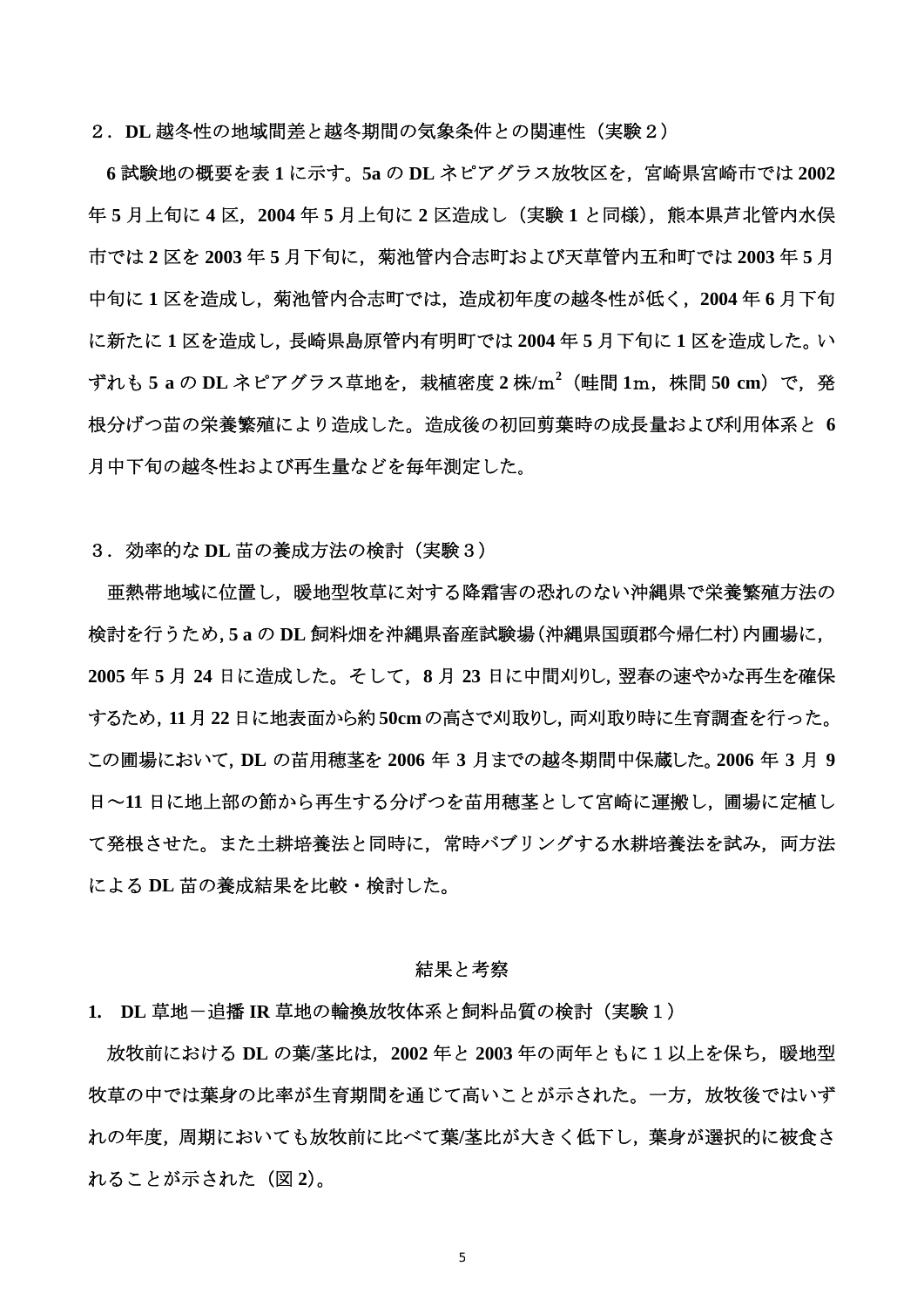## ２．DL 越冬性の地域間差と越冬期間の気象条件との関連性（実験２）

6 試験地の概要を表 1 に示す。5a の DL ネピアグラス放牧区を，宮崎県宮崎市では 2002 年 5 月上旬に 4 区，2004 年 5 月上旬に 2 区造成し（実験 1 と同様），熊本県芦北管内水俣市では 2 区を 2003 年 5 月下旬に，菊池管内合志町および天草管内五和町では 2003 年 5 月中旬に 1 区を造成し，菊池管内合志町では，造成初年度の越冬性が低く，2004 年 6 月下旬に新たに 1 区を造成し，長崎県島原管内有明町では 2004 年 5 月下旬に 1 区を造成した。いずれも 5 a の DL ネピアグラス草地を，栽植密度 2 株/$m^2$（畦間 1m，株間 50 cm）で，発根分げつ苗の栄養繁殖により造成した。造成後の初回剪葉時の成長量および利用体系と 6 月中下旬の越冬性および再生量などを毎年測定した。

## ３．効率的な DL 苗の養成方法の検討（実験３）

亜熱帯地域に位置し，暖地型牧草に対する降霜害の恐れのない沖縄県で栄養繁殖方法の検討を行うため, 5 a の DL 飼料畑を沖縄県畜産試験場（沖縄県国頭郡今帰仁村）内圃場に, 2005 年 5 月 24 日に造成した。そして，8 月 23 日に中間刈りし, 翌春の速やかな再生を確保するため, 11 月 22 日に地表面から約 50cm の高さで刈取りし, 両刈取り時に生育調査を行った。この圃場において, DL の苗用穂茎を 2006 年 3 月までの越冬期間中保蔵した。2006 年 3 月 9 日～11 日に地上部の節から再生する分げつを苗用穂茎として宮崎に運搬し，圃場に定植して発根させた。また土耕培養法と同時に，常時バブリングする水耕培養法を試み，両方法による DL 苗の養成結果を比較・検討した。

# 結果と考察

## 1.　DL 草地－追播 IR 草地の輪換放牧体系と飼料品質の検討（実験１）

放牧前における DL の葉/茎比は，2002 年と 2003 年の両年ともに 1 以上を保ち，暖地型牧草の中では葉身の比率が生育期間を通じて高いことが示された。一方，放牧後ではいずれの年度，周期においても放牧前に比べて葉/茎比が大きく低下し，葉身が選択的に被食されることが示された（図 2)。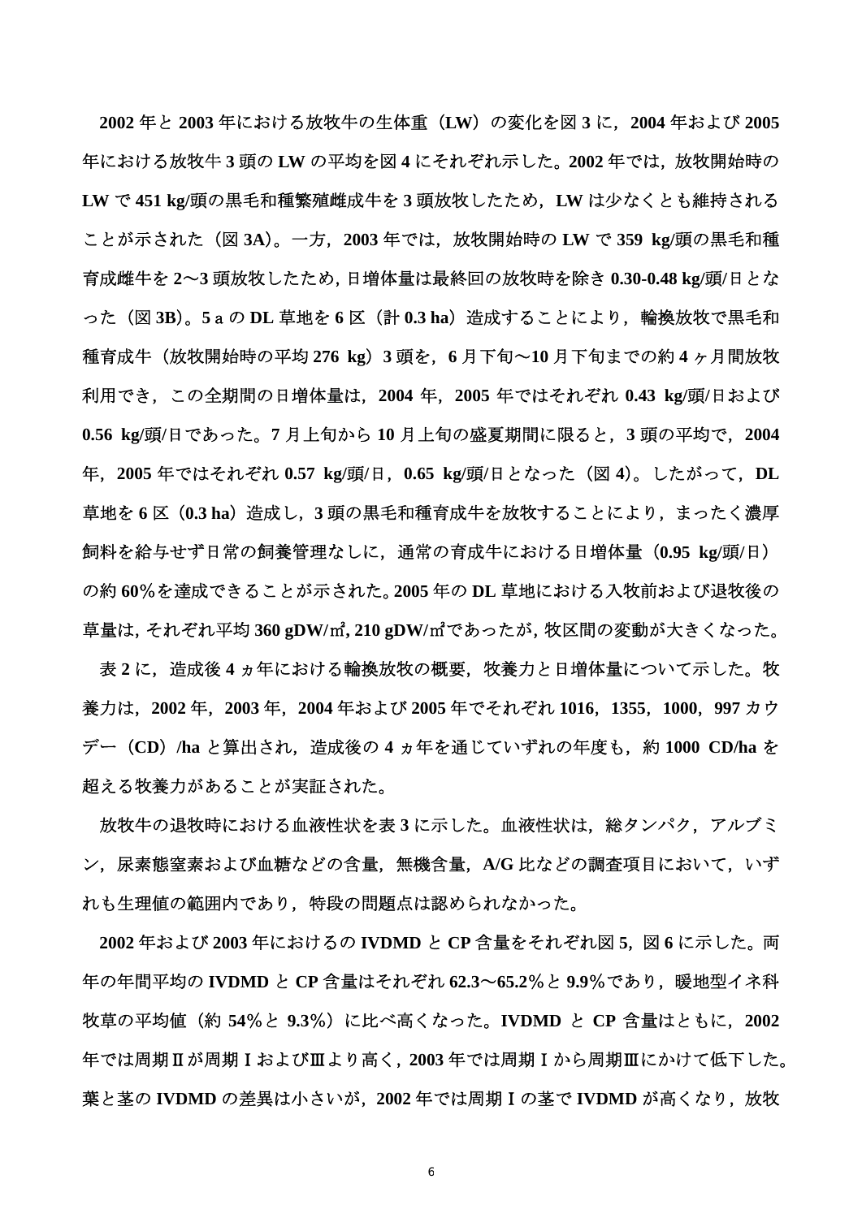2002 年と 2003 年における放牧牛の生体重（LW）の変化を図 3 に，2004 年および 2005 年における放牧牛 3 頭の LW の平均を図 4 にそれぞれ示した。2002 年では，放牧開始時の LW で 451 kg/頭の黒毛和種繁殖雌成牛を 3 頭放牧したため，LW は少なくとも維持されることが示された（図 3A）。一方，2003 年では，放牧開始時の LW で 359 kg/頭の黒毛和種育成雌牛を 2〜3 頭放牧したため，日増体量は最終回の放牧時を除き 0.30-0.48 kg/頭/日となった（図 3B）。5 a の DL 草地を 6 区（計 0.3 ha）造成することにより，輪換放牧で黒毛和種育成牛（放牧開始時の平均 276 kg）3 頭を，6 月下旬〜10 月下旬までの約 4 ヶ月間放牧利用でき，この全期間の日増体量は，2004 年，2005 年ではそれぞれ 0.43 kg/頭/日および 0.56 kg/頭/日であった。7 月上旬から 10 月上旬の盛夏期間に限ると，3 頭の平均で，2004 年，2005 年ではそれぞれ 0.57 kg/頭/日，0.65 kg/頭/日となった（図 4）。したがって，DL 草地を 6 区（0.3 ha）造成し，3 頭の黒毛和種育成牛を放牧することにより，まったく濃厚飼料を給与せず日常の飼養管理なしに，通常の育成牛における日増体量（0.95 kg/頭/日）の約 60%を達成できることが示された。2005 年の DL 草地における入牧前および退牧後の草量は，それぞれ平均 360 gDW/㎡, 210 gDW/㎡であったが，牧区間の変動が大きくなった。

表 2 に，造成後 4 ヵ年における輪換放牧の概要，牧養力と日増体量について示した。牧養力は，2002 年，2003 年，2004 年および 2005 年でそれぞれ 1016，1355，1000，997 カウデー（CD）/ha と算出され，造成後の 4 ヵ年を通じていずれの年度も，約 1000 CD/ha を超える牧養力があることが実証された。

放牧牛の退牧時における血液性状を表 3 に示した。血液性状は，総タンパク，アルブミン，尿素態窒素および血糖などの含量，無機含量，A/G 比などの調査項目において，いずれも生理値の範囲内であり，特段の問題点は認められなかった。

2002 年および 2003 年におけるの IVDMD と CP 含量をそれぞれ図 5，図 6 に示した。両年の年間平均の IVDMD と CP 含量はそれぞれ 62.3〜65.2%と 9.9%であり，暖地型イネ科牧草の平均値（約 54%と 9.3%）に比べ高くなった。IVDMD と CP 含量はともに，2002 年では周期Ⅱが周期ⅠおよびⅢより高く，2003 年では周期Ⅰから周期Ⅲにかけて低下した。葉と茎の IVDMD の差異は小さいが，2002 年では周期Ⅰの茎で IVDMD が高くなり，放牧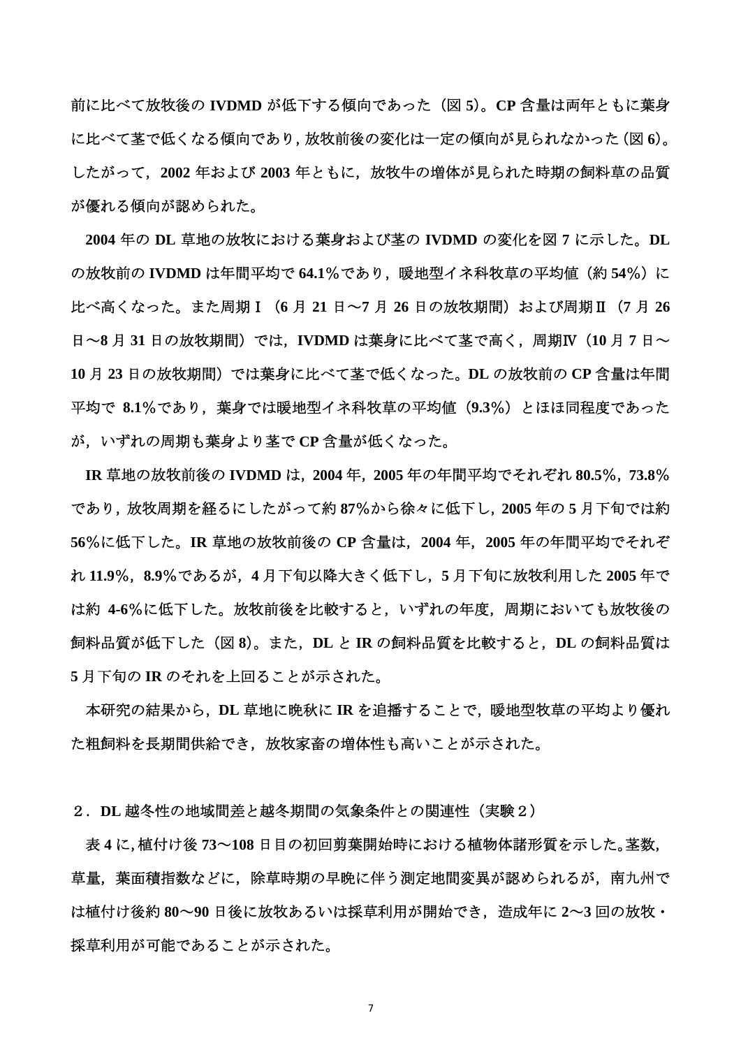前に比べて放牧後の IVDMD が低下する傾向であった（図 5）。CP 含量は両年ともに葉身に比べて茎で低くなる傾向であり，放牧前後の変化は一定の傾向が見られなかった（図 6）。したがって，2002 年および 2003 年ともに，放牧牛の増体が見られた時期の飼料草の品質が優れる傾向が認められた。

2004 年の DL 草地の放牧における葉身および茎の IVDMD の変化を図 7 に示した。DL の放牧前の IVDMD は年間平均で 64.1％であり，暖地型イネ科牧草の平均値（約 54％）に比べ高くなった。また周期Ⅰ（6 月 21 日～7 月 26 日の放牧期間）および周期Ⅱ（7 月 26 日～8 月 31 日の放牧期間）では，IVDMD は葉身に比べて茎で高く，周期Ⅳ（10 月 7 日～10 月 23 日の放牧期間）では葉身に比べて茎で低くなった。DL の放牧前の CP 含量は年間平均で 8.1％であり，葉身では暖地型イネ科牧草の平均値（9.3％）とほぼ同程度であったが，いずれの周期も葉身より茎で CP 含量が低くなった。

IR 草地の放牧前後の IVDMD は，2004 年，2005 年の年間平均でそれぞれ 80.5％，73.8％であり，放牧周期を経るにしたがって約 87％から徐々に低下し，2005 年の 5 月下旬では約 56％に低下した。IR 草地の放牧前後の CP 含量は，2004 年，2005 年の年間平均でそれぞれ 11.9％，8.9％であるが，4 月下旬以降大きく低下し，5 月下旬に放牧利用した 2005 年では約 4-6％に低下した。放牧前後を比較すると，いずれの年度，周期においても放牧後の飼料品質が低下した（図 8）。また，DL と IR の飼料品質を比較すると，DL の飼料品質は 5 月下旬の IR のそれを上回ることが示された。

本研究の結果から，DL 草地に晩秋に IR を追播することで，暖地型牧草の平均より優れた粗飼料を長期間供給でき，放牧家畜の増体性も高いことが示された。

## ２．DL 越冬性の地域間差と越冬期間の気象条件との関連性（実験２）

表 4 に，植付け後 73～108 日目の初回剪葉開始時における植物体諸形質を示した。茎数，草量，葉面積指数などに，除草時期の早晩に伴う測定地間変異が認められるが，南九州では植付け後約 80～90 日後に放牧あるいは採草利用が開始でき，造成年に 2～3 回の放牧・採草利用が可能であることが示された。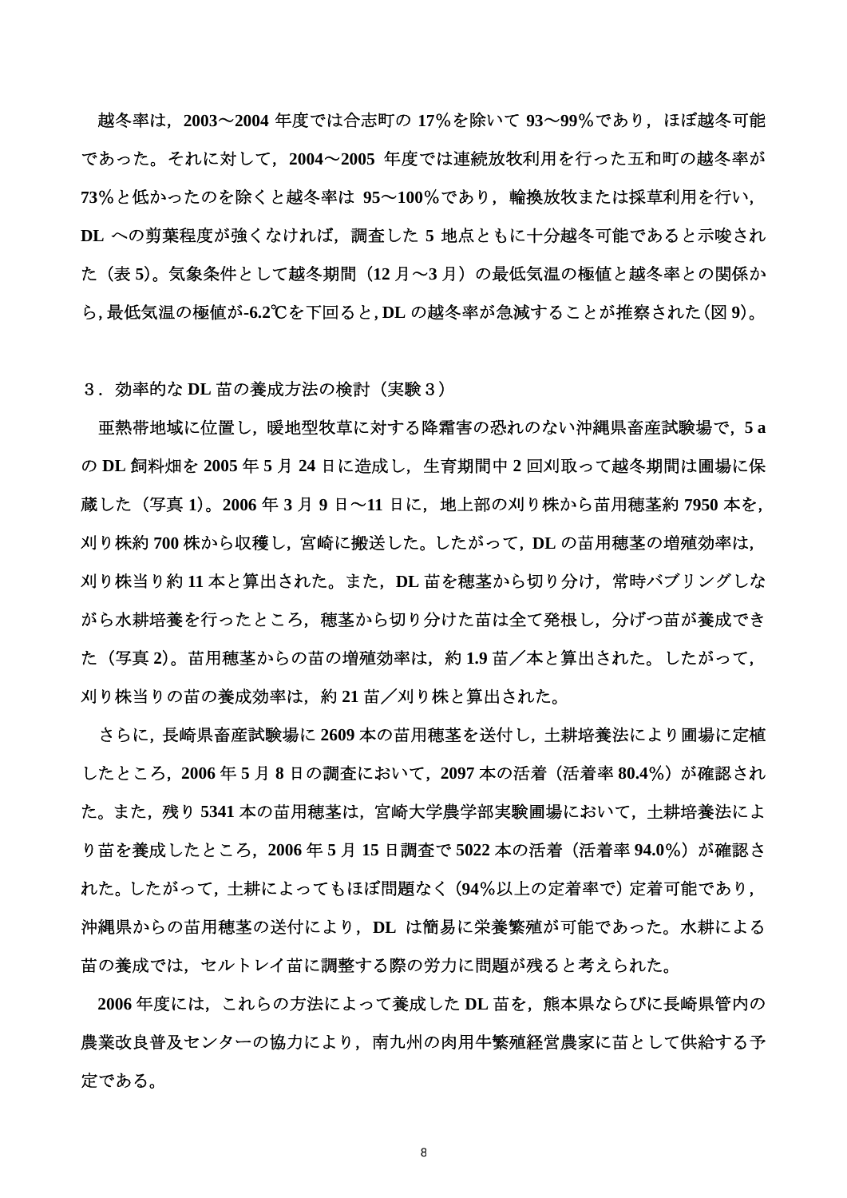越冬率は，2003～2004 年度では合志町の 17%を除いて 93～99%であり，ほぼ越冬可能であった。それに対して，2004～2005 年度では連続放牧利用を行った五和町の越冬率が 73%と低かったのを除くと越冬率は 95～100%であり，輪換放牧または採草利用を行い，DL への剪葉程度が強くなければ，調査した 5 地点ともに十分越冬可能であると示唆された（表 5）。気象条件として越冬期間（12 月～3 月）の最低気温の極値と越冬率との関係から，最低気温の極値が-6.2℃を下回ると，DL の越冬率が急減することが推察された（図 9）。

## ３．効率的な DL 苗の養成方法の検討（実験３）

亜熱帯地域に位置し，暖地型牧草に対する降霜害の恐れのない沖縄県畜産試験場で，5 a の DL 飼料畑を 2005 年 5 月 24 日に造成し，生育期間中 2 回刈取って越冬期間は圃場に保蔵した（写真 1）。2006 年 3 月 9 日～11 日に，地上部の刈り株から苗用穂茎約 7950 本を，刈り株約 700 株から収穫し，宮崎に搬送した。したがって，DL の苗用穂茎の増殖効率は，刈り株当り約 11 本と算出された。また，DL 苗を穂茎から切り分け，常時バブリングしながら水耕培養を行ったところ，穂茎から切り分けた苗は全て発根し，分げつ苗が養成できた（写真 2）。苗用穂茎からの苗の増殖効率は，約 1.9 苗／本と算出された。したがって，刈り株当りの苗の養成効率は，約 21 苗／刈り株と算出された。

さらに，長崎県畜産試験場に 2609 本の苗用穂茎を送付し，土耕培養法により圃場に定植したところ，2006 年 5 月 8 日の調査において，2097 本の活着（活着率 80.4%）が確認された。また，残り 5341 本の苗用穂茎は，宮崎大学農学部実験圃場において，土耕培養法により苗を養成したところ，2006 年 5 月 15 日調査で 5022 本の活着（活着率 94.0%）が確認された。したがって，土耕によってもほぼ問題なく（94%以上の定着率で）定着可能であり，沖縄県からの苗用穂茎の送付により，DL は簡易に栄養繁殖が可能であった。水耕による苗の養成では，セルトレイ苗に調整する際の労力に問題が残ると考えられた。

2006 年度には，これらの方法によって養成した DL 苗を，熊本県ならびに長崎県管内の農業改良普及センターの協力により，南九州の肉用牛繁殖経営農家に苗として供給する予定である。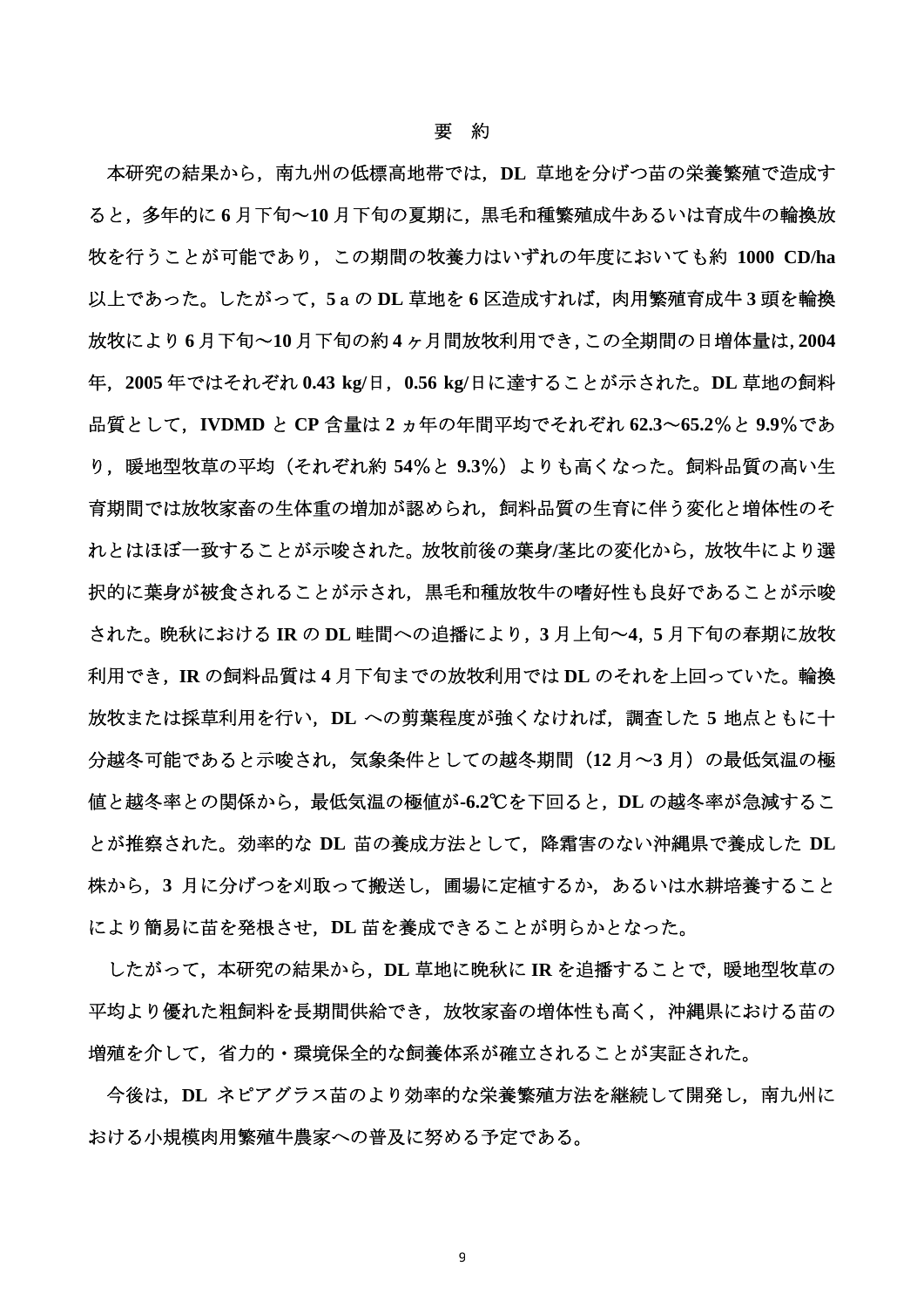# 要　約

本研究の結果から，南九州の低標高地帯では，DL 草地を分げつ苗の栄養繁殖で造成すると，多年的に 6 月下旬～10 月下旬の夏期に，黒毛和種繁殖成牛あるいは育成牛の輪換放牧を行うことが可能であり，この期間の牧養力はいずれの年度においても約 1000 CD/ha 以上であった。したがって，5 a の DL 草地を 6 区造成すれば，肉用繁殖育成牛 3 頭を輪換放牧により 6 月下旬～10 月下旬の約 4 ヶ月間放牧利用でき，この全期間の日増体量は，2004 年，2005 年ではそれぞれ 0.43 kg/日，0.56 kg/日に達することが示された。DL 草地の飼料品質として，IVDMD と CP 含量は 2 ヵ年の年間平均でそれぞれ 62.3～65.2％と 9.9％であり，暖地型牧草の平均（それぞれ約 54％と 9.3％）よりも高くなった。飼料品質の高い生育期間では放牧家畜の生体重の増加が認められ，飼料品質の生育に伴う変化と増体性のそれとはほぼ一致することが示唆された。放牧前後の葉身/茎比の変化から，放牧牛により選択的に葉身が被食されることが示され，黒毛和種放牧牛の嗜好性も良好であることが示唆された。晩秋における IR の DL 畦間への追播により，3 月上旬～4，5 月下旬の春期に放牧利用でき，IR の飼料品質は 4 月下旬までの放牧利用では DL のそれを上回っていた。輪換放牧または採草利用を行い，DL への剪葉程度が強くなければ，調査した 5 地点ともに十分越冬可能であると示唆され，気象条件としての越冬期間（12 月～3 月）の最低気温の極値と越冬率との関係から，最低気温の極値が-6.2℃を下回ると，DL の越冬率が急減することが推察された。効率的な DL 苗の養成方法として，降霜害のない沖縄県で養成した DL 株から，3 月に分げつを刈取って搬送し，圃場に定植するか，あるいは水耕培養することにより簡易に苗を発根させ，DL 苗を養成できることが明らかとなった。

したがって，本研究の結果から，DL 草地に晩秋に IR を追播することで，暖地型牧草の平均より優れた粗飼料を長期間供給でき，放牧家畜の増体性も高く，沖縄県における苗の増殖を介して，省力的・環境保全的な飼養体系が確立されることが実証された。

今後は，DL ネピアグラス苗のより効率的な栄養繁殖方法を継続して開発し，南九州における小規模肉用繁殖牛農家への普及に努める予定である。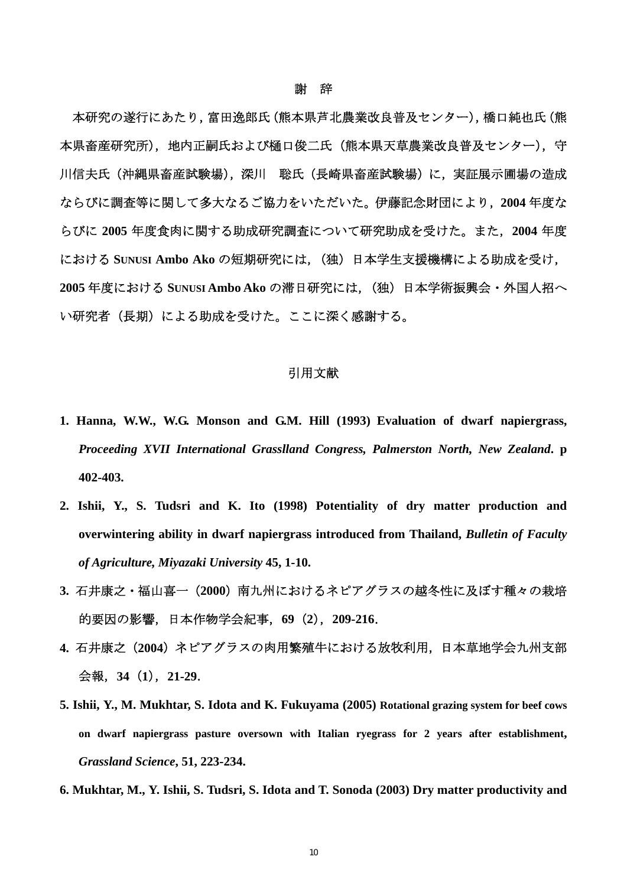## 謝　辞

本研究の遂行にあたり，富田逸郎氏（熊本県芦北農業改良普及センター），橋口純也氏（熊本県畜産研究所），地内正嗣氏および樋口俊二氏（熊本県天草農業改良普及センター），守川信夫氏（沖縄県畜産試験場），深川　聡氏（長崎県畜産試験場）に，実証展示圃場の造成ならびに調査等に関して多大なるご協力をいただいた。伊藤記念財団により，**2004** 年度ならびに **2005** 年度食肉に関する助成研究調査について研究助成を受けた。また，**2004** 年度における **SUNUSI Ambo Ako** の短期研究には，（独）日本学生支援機構による助成を受け，**2005** 年度における **SUNUSI Ambo Ako** の滞日研究には，（独）日本学術振興会・外国人招へい研究者（長期）による助成を受けた。ここに深く感謝する。

## 引用文献

1. **Hanna, W.W., W.G. Monson and G.M. Hill (1993) Evaluation of dwarf napiergrass, *Proceeding XVII International Grasslland Congress, Palmerston North, New Zealand*. p 402-403.**
2. **Ishii, Y., S. Tudsri and K. Ito (1998) Potentiality of dry matter production and overwintering ability in dwarf napiergrass introduced from Thailand, *Bulletin of Faculty of Agriculture, Miyazaki University* 45, 1-10.**
3. 石井康之・福山喜一（**2000**）南九州におけるネピアグラスの越冬性に及ぼす種々の栽培的要因の影響，日本作物学会紀事，**69**（**2**），**209-216**.
4. 石井康之（**2004**）ネピアグラスの肉用繁殖牛における放牧利用，日本草地学会九州支部会報，**34**（**1**），**21-29**.
5. **Ishii, Y., M. Mukhtar, S. Idota and K. Fukuyama (2005) Rotational grazing system for beef cows on dwarf napiergrass pasture oversown with Italian ryegrass for 2 years after establishment, *Grassland Science*, 51, 223-234.**
6. **Mukhtar, M., Y. Ishii, S. Tudsri, S. Idota and T. Sonoda (2003) Dry matter productivity and**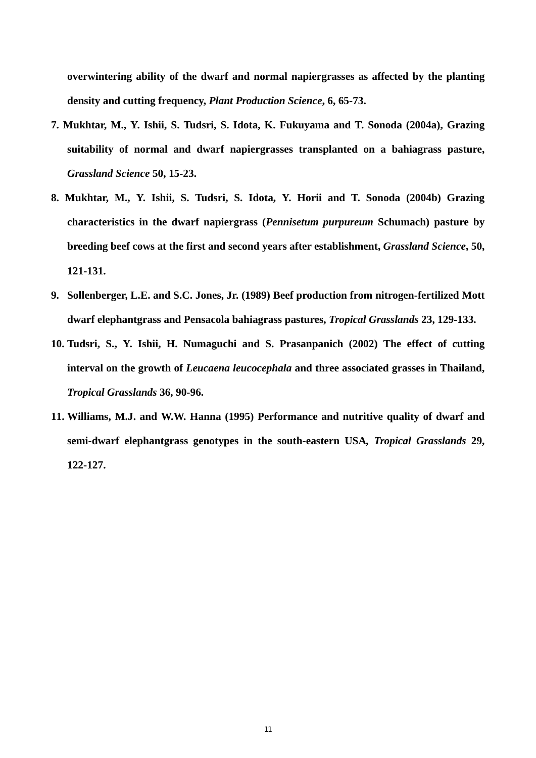**overwintering ability of the dwarf and normal napiergrasses as affected by the planting density and cutting frequency, *Plant Production Science*, 6, 65-73.**

**7. Mukhtar, M., Y. Ishii, S. Tudsri, S. Idota, K. Fukuyama and T. Sonoda (2004a), Grazing suitability of normal and dwarf napiergrasses transplanted on a bahiagrass pasture, *Grassland Science* 50, 15-23.**

**8. Mukhtar, M., Y. Ishii, S. Tudsri, S. Idota, Y. Horii and T. Sonoda (2004b) Grazing characteristics in the dwarf napiergrass (*Pennisetum purpureum* Schumach) pasture by breeding beef cows at the first and second years after establishment, *Grassland Science*, 50, 121-131.**

**9. Sollenberger, L.E. and S.C. Jones, Jr. (1989) Beef production from nitrogen-fertilized Mott dwarf elephantgrass and Pensacola bahiagrass pastures, *Tropical Grasslands* 23, 129-133.**

**10. Tudsri, S., Y. Ishii, H. Numaguchi and S. Prasanpanich (2002) The effect of cutting interval on the growth of *Leucaena leucocephala* and three associated grasses in Thailand, *Tropical Grasslands* 36, 90-96.**

**11. Williams, M.J. and W.W. Hanna (1995) Performance and nutritive quality of dwarf and semi-dwarf elephantgrass genotypes in the south-eastern USA, *Tropical Grasslands* 29, 122-127.**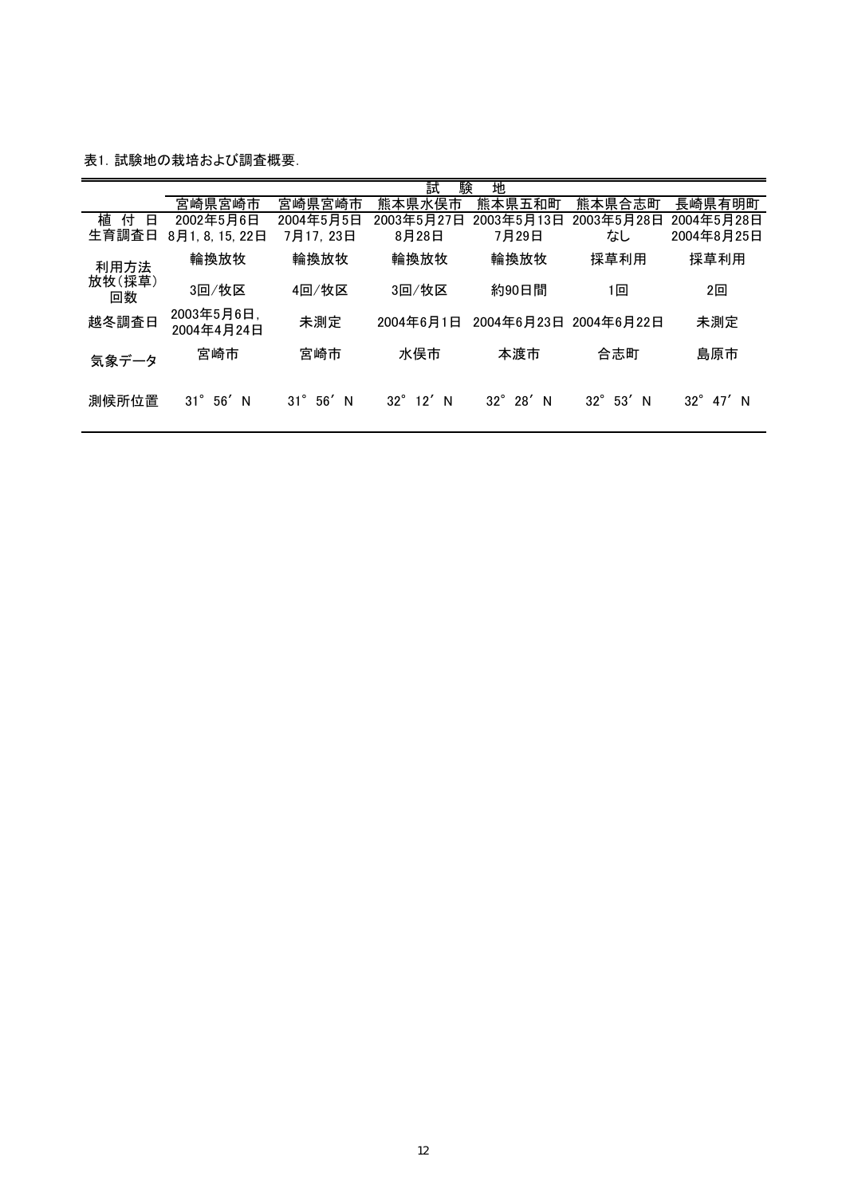表1. 試験地の栽培および調査概要.

| | 試　験　地 | | | | | |
|---|---|---|---|---|---|---|
| | 宮崎県宮崎市 | 宮崎県宮崎市 | 熊本県水俣市 | 熊本県五和町 | 熊本県合志町 | 長崎県有明町 |
| 植　付　日 | 2002年5月6日 | 2004年5月5日 | 2003年5月27日 | 2003年5月13日 | 2003年5月28日 | 2004年5月28日 |
| 生育調査日 | 8月1, 8, 15, 22日 | 7月17, 23日 | 8月28日 | 7月29日 | なし | 2004年8月25日 |
| 利用方法 | 輪換放牧 | 輪換放牧 | 輪換放牧 | 輪換放牧 | 採草利用 | 採草利用 |
| 放牧(採草)回数 | 3回/牧区 | 4回/牧区 | 3回/牧区 | 約90日間 | 1回 | 2回 |
| 越冬調査日 | 2003年5月6日, 2004年4月24日 | 未測定 | 2004年6月1日 | 2004年6月23日 | 2004年6月22日 | 未測定 |
| 気象データ | 宮崎市 | 宮崎市 | 水俣市 | 本渡市 | 合志町 | 島原市 |
| 測候所位置 | 31°56′N | 31°56′N | 32°12′N | 32°28′N | 32°53′N | 32°47′N |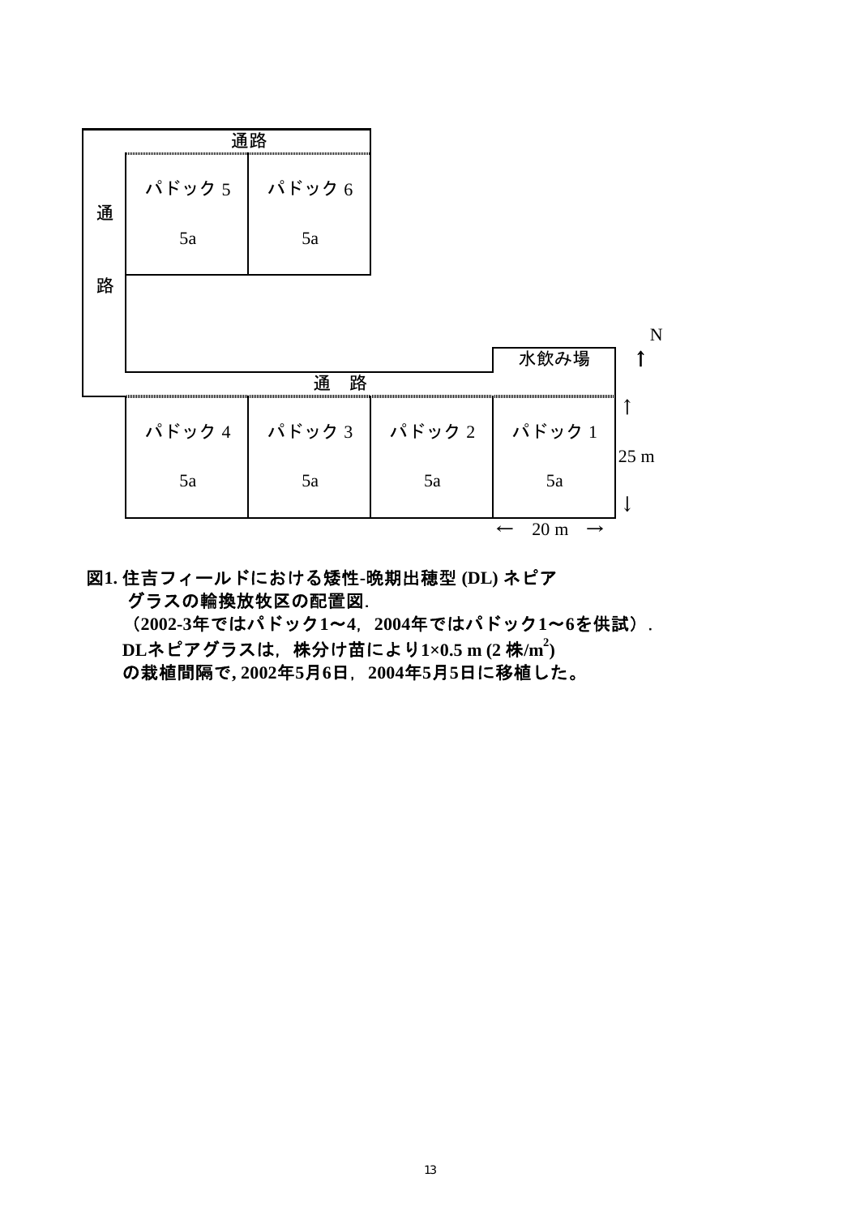| | 通路 | | | | |
|---|---|---|---|---|---|
| 通路 | パドック 5<br>5a | パドック 6<br>5a | | | |
| | | | | 水飲み場 | N ↑ |
| | 通　路 | | | | |
| | パドック 4<br>5a | パドック 3<br>5a | パドック 2<br>5a | パドック 1<br>5a | ↑ 25 m ↓ |
| | | | | ←　20 m　→ | |

**図1. 住吉フィールドにおける矮性-晩期出穂型 (DL) ネピアグラスの輪換放牧区の配置図.**
**（2002-3年ではパドック1〜4，2004年ではパドック1〜6を供試）．DLネピアグラスは，株分け苗により1×0.5 m (2 株/$m^2$) の栽植間隔で, 2002年5月6日，2004年5月5日に移植した。**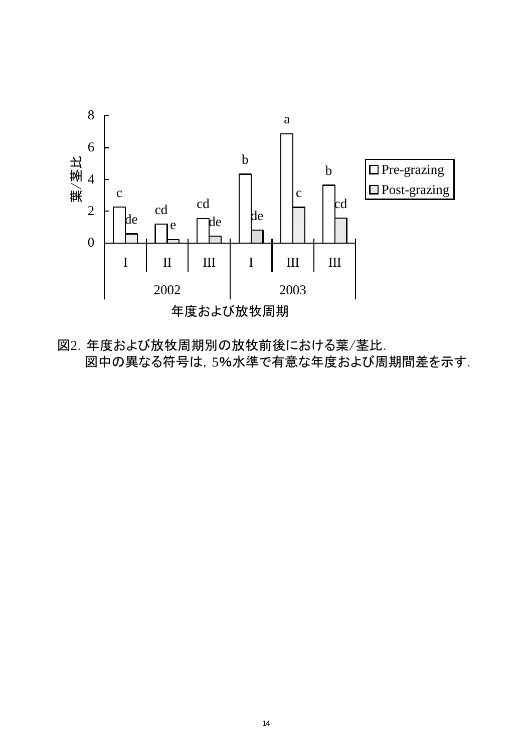図2. 年度および放牧周期別の放牧前後における葉/茎比.
図中の異なる符号は, 5%水準で有意な年度および周期間差を示す.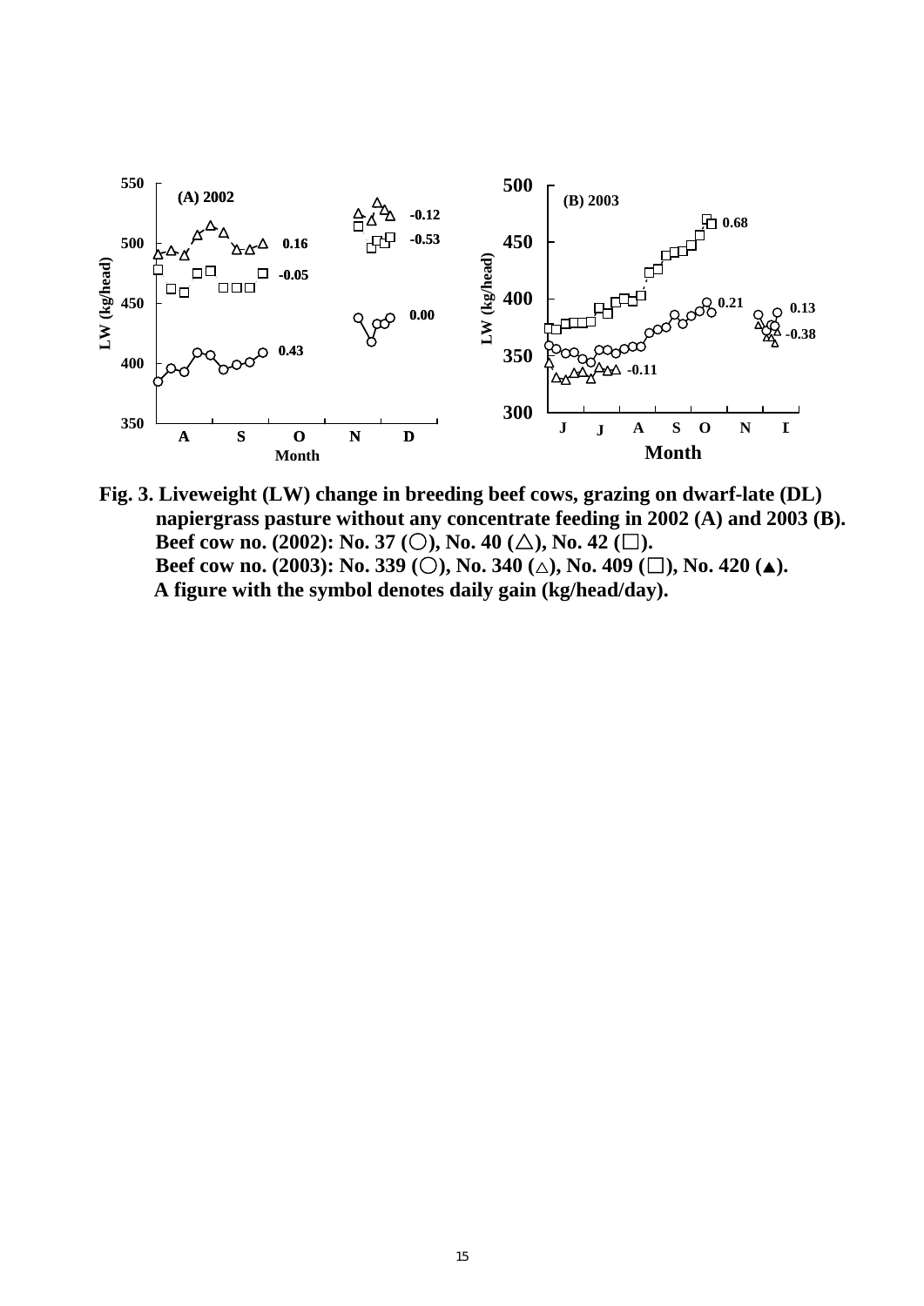**Fig. 3. Liveweight (LW) change in breeding beef cows, grazing on dwarf-late (DL) napiergrass pasture without any concentrate feeding in 2002 (A) and 2003 (B).**
**Beef cow no. (2002): No. 37 (○), No. 40 (△), No. 42 (□).**
**Beef cow no. (2003): No. 339 (○), No. 340 (△), No. 409 (□), No. 420 (▲).**
**A figure with the symbol denotes daily gain (kg/head/day).**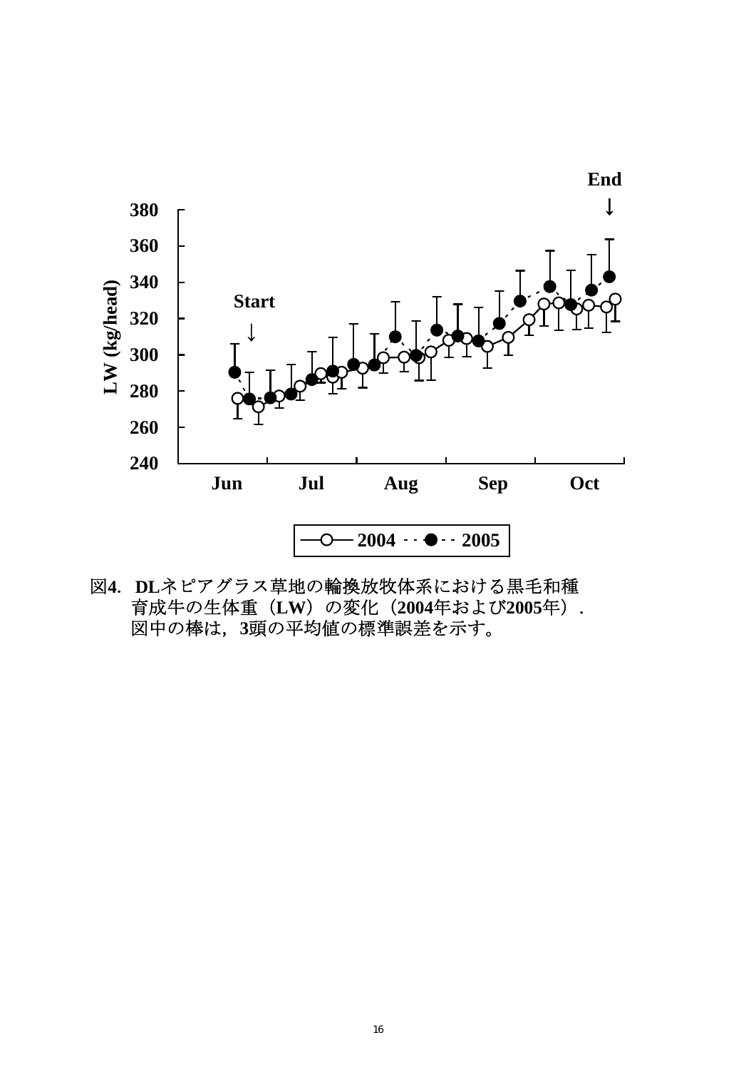図4. DLネピアグラス草地の輪換放牧体系における黒毛和種育成牛の生体重（LW）の変化（2004年および2005年）．図中の棒は，3頭の平均値の標準誤差を示す。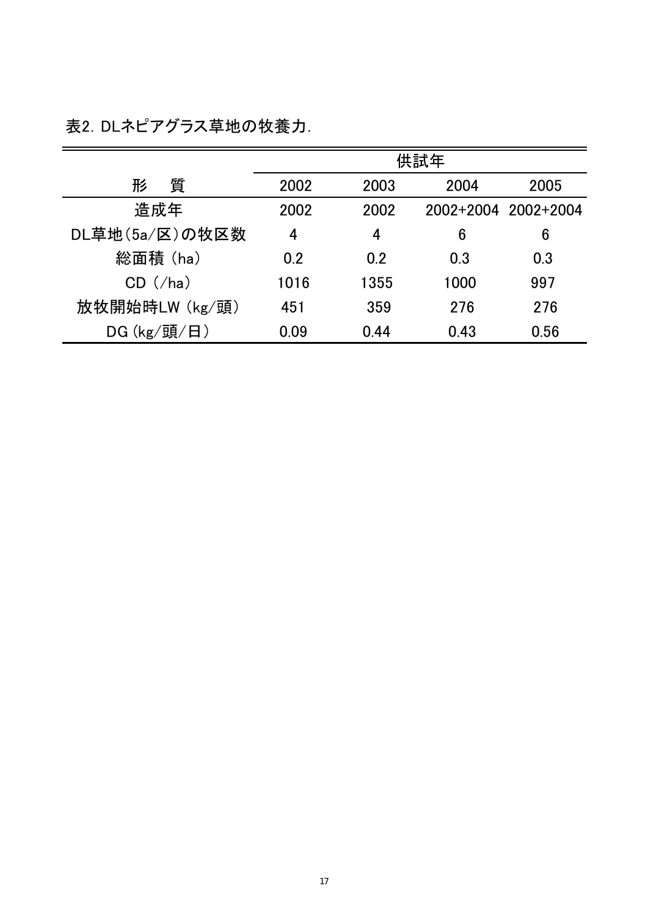表2. DLネピアグラス草地の牧養力.

| 形　質 | 供試年 | | | |
|---|---|---|---|---|
| | 2002 | 2003 | 2004 | 2005 |
| 造成年 | 2002 | 2002 | 2002+2004 | 2002+2004 |
| DL草地(5a/区)の牧区数 | 4 | 4 | 6 | 6 |
| 総面積 (ha) | 0.2 | 0.2 | 0.3 | 0.3 |
| CD (/ha) | 1016 | 1355 | 1000 | 997 |
| 放牧開始時LW (kg/頭) | 451 | 359 | 276 | 276 |
| DG (kg/頭/日) | 0.09 | 0.44 | 0.43 | 0.56 |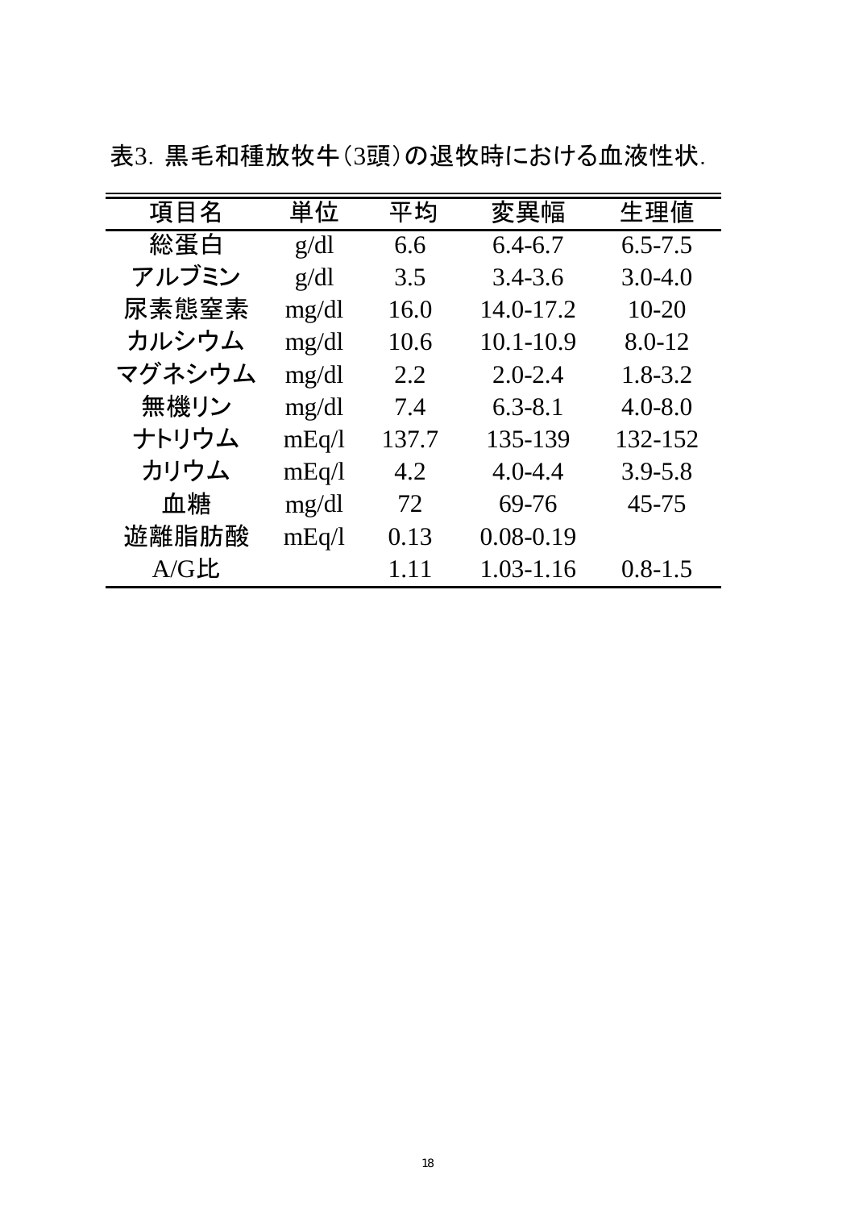表3. 黒毛和種放牧牛（3頭）の退牧時における血液性状.

| 項目名 | 単位 | 平均 | 変異幅 | 生理値 |
|---|---|---|---|---|
| 総蛋白 | g/dl | 6.6 | 6.4-6.7 | 6.5-7.5 |
| アルブミン | g/dl | 3.5 | 3.4-3.6 | 3.0-4.0 |
| 尿素態窒素 | mg/dl | 16.0 | 14.0-17.2 | 10-20 |
| カルシウム | mg/dl | 10.6 | 10.1-10.9 | 8.0-12 |
| マグネシウム | mg/dl | 2.2 | 2.0-2.4 | 1.8-3.2 |
| 無機リン | mg/dl | 7.4 | 6.3-8.1 | 4.0-8.0 |
| ナトリウム | mEq/l | 137.7 | 135-139 | 132-152 |
| カリウム | mEq/l | 4.2 | 4.0-4.4 | 3.9-5.8 |
| 血糖 | mg/dl | 72 | 69-76 | 45-75 |
| 遊離脂肪酸 | mEq/l | 0.13 | 0.08-0.19 | |
| A/G比 | | 1.11 | 1.03-1.16 | 0.8-1.5 |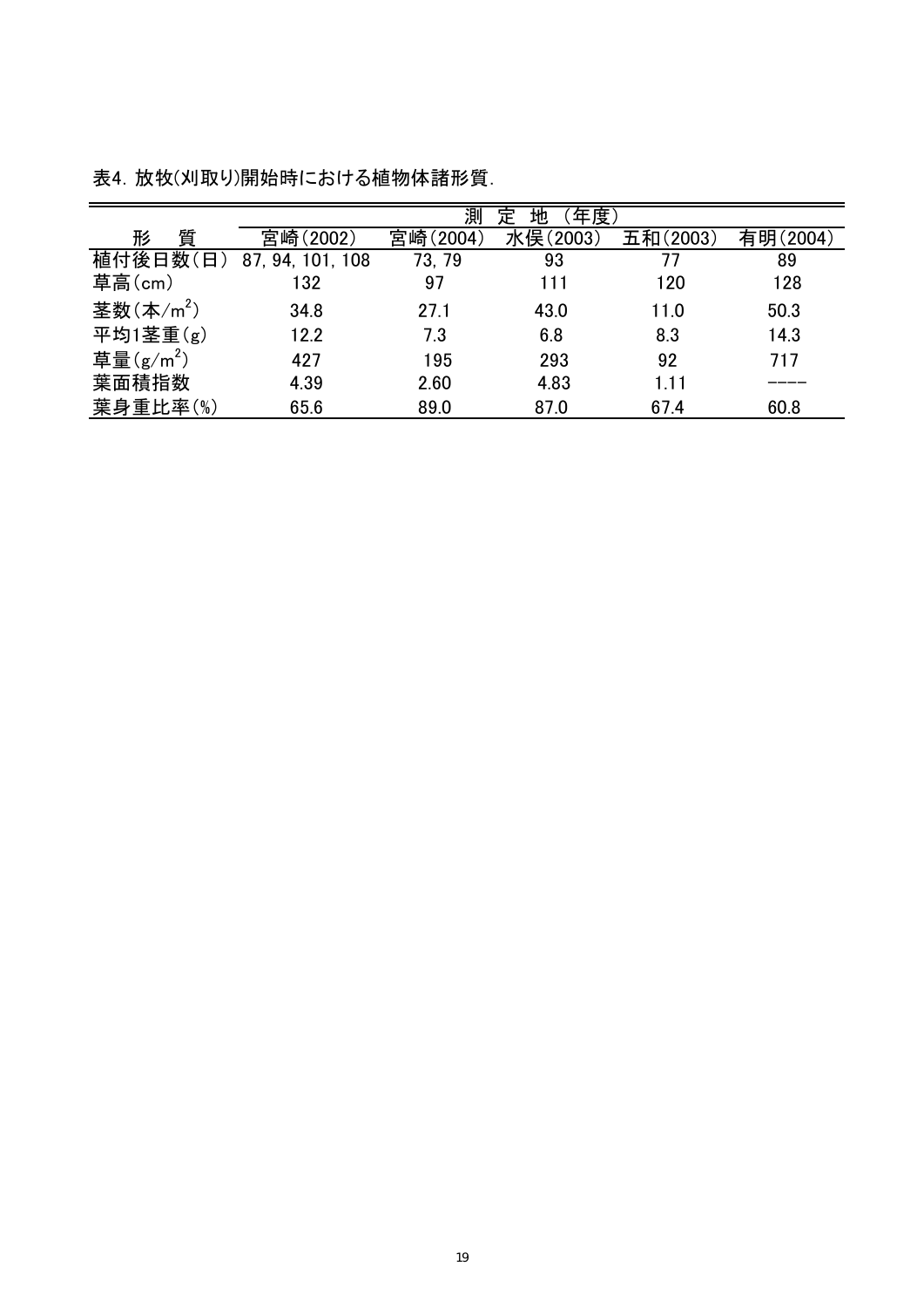表4. 放牧(刈取り)開始時における植物体諸形質.

| 形　質 | 測　定　地　(年度) | | | | |
|---|---|---|---|---|---|
| | 宮崎(2002) | 宮崎(2004) | 水俣(2003) | 五和(2003) | 有明(2004) |
| 植付後日数(日) | 87, 94, 101, 108 | 73, 79 | 93 | 77 | 89 |
| 草高(cm) | 132 | 97 | 111 | 120 | 128 |
| 茎数(本/$m^2$) | 34.8 | 27.1 | 43.0 | 11.0 | 50.3 |
| 平均1茎重(g) | 12.2 | 7.3 | 6.8 | 8.3 | 14.3 |
| 草量(g/$m^2$) | 427 | 195 | 293 | 92 | 717 |
| 葉面積指数 | 4.39 | 2.60 | 4.83 | 1.11 | ---- |
| 葉身重比率(%) | 65.6 | 89.0 | 87.0 | 67.4 | 60.8 |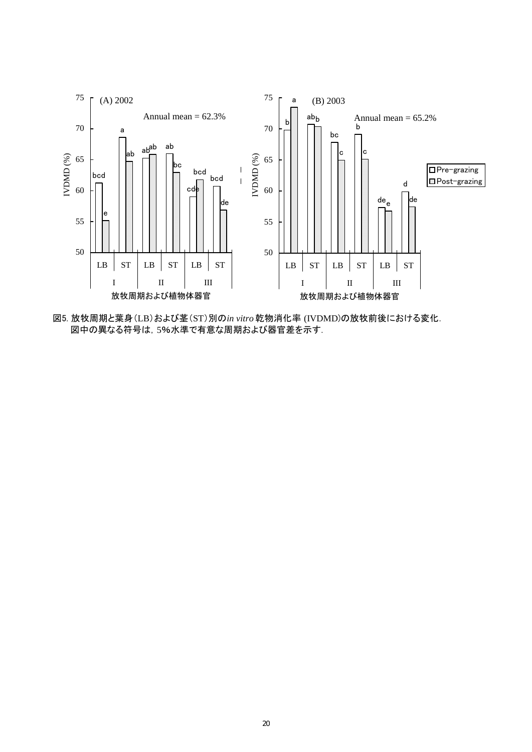図5. 放牧周期と葉身(LB)および茎(ST)別の*in vitro* 乾物消化率 (IVDMD)の放牧前後における変化.
図中の異なる符号は, 5%水準で有意な周期および器官差を示す.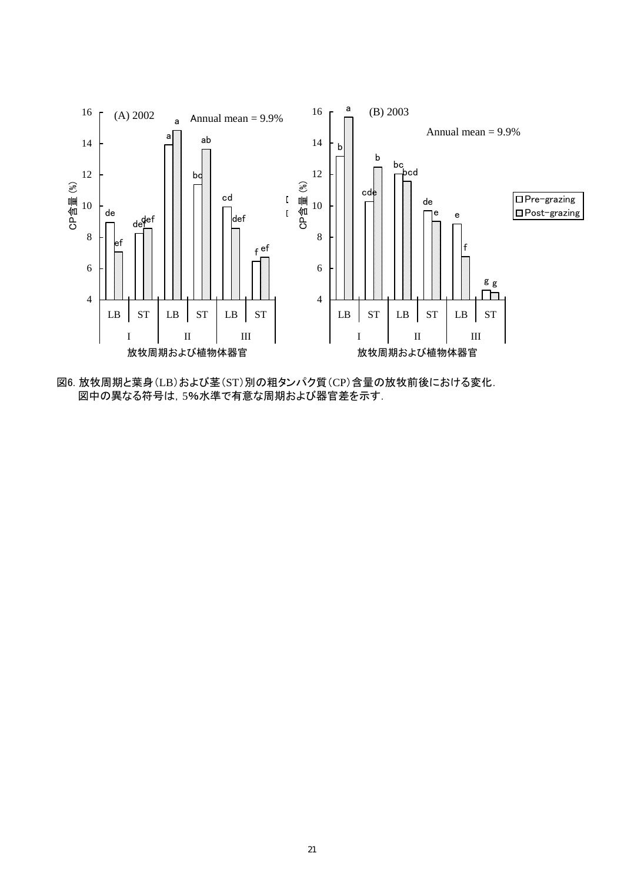図6. 放牧周期と葉身(LB)および茎(ST)別の粗タンパク質(CP)含量の放牧前後における変化.
図中の異なる符号は, 5%水準で有意な周期および器官差を示す.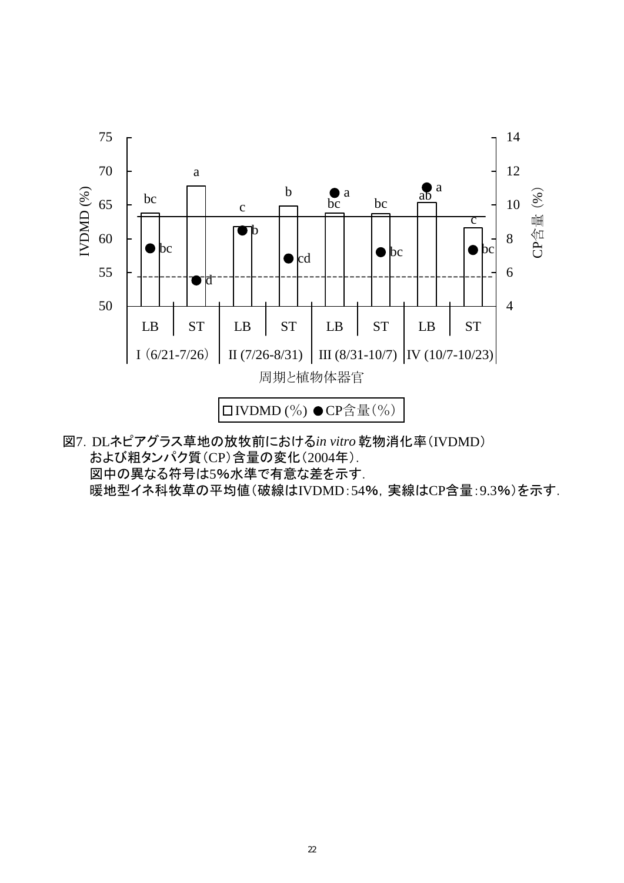図7. DLネピアグラス草地の放牧前における*in vitro* 乾物消化率（IVDMD）
および粗タンパク質（CP）含量の変化（2004年）.
図中の異なる符号は5%水準で有意な差を示す.
暖地型イネ科牧草の平均値（破線はIVDMD：54%，実線はCP含量：9.3%）を示す.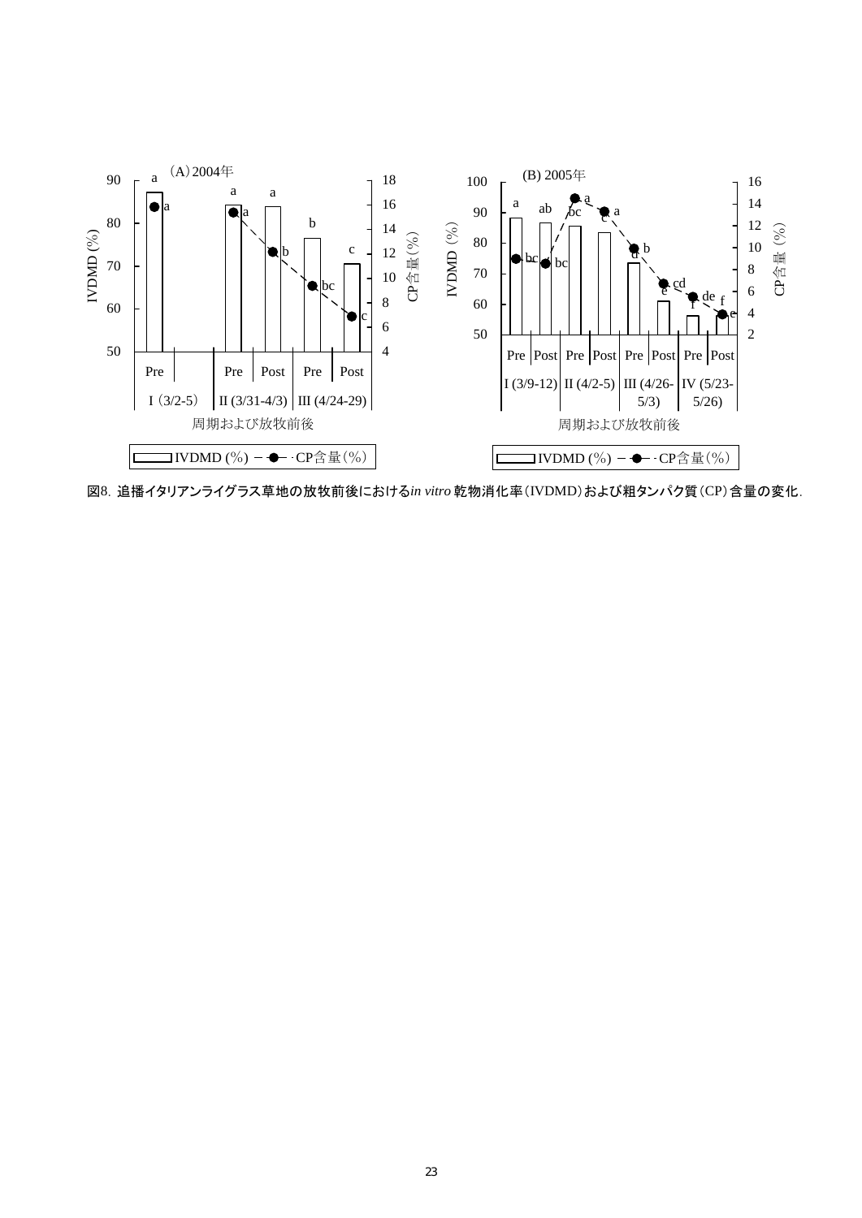図8. 追播イタリアンライグラス草地の放牧前後における*in vitro* 乾物消化率（IVDMD）および粗タンパク質（CP）含量の変化.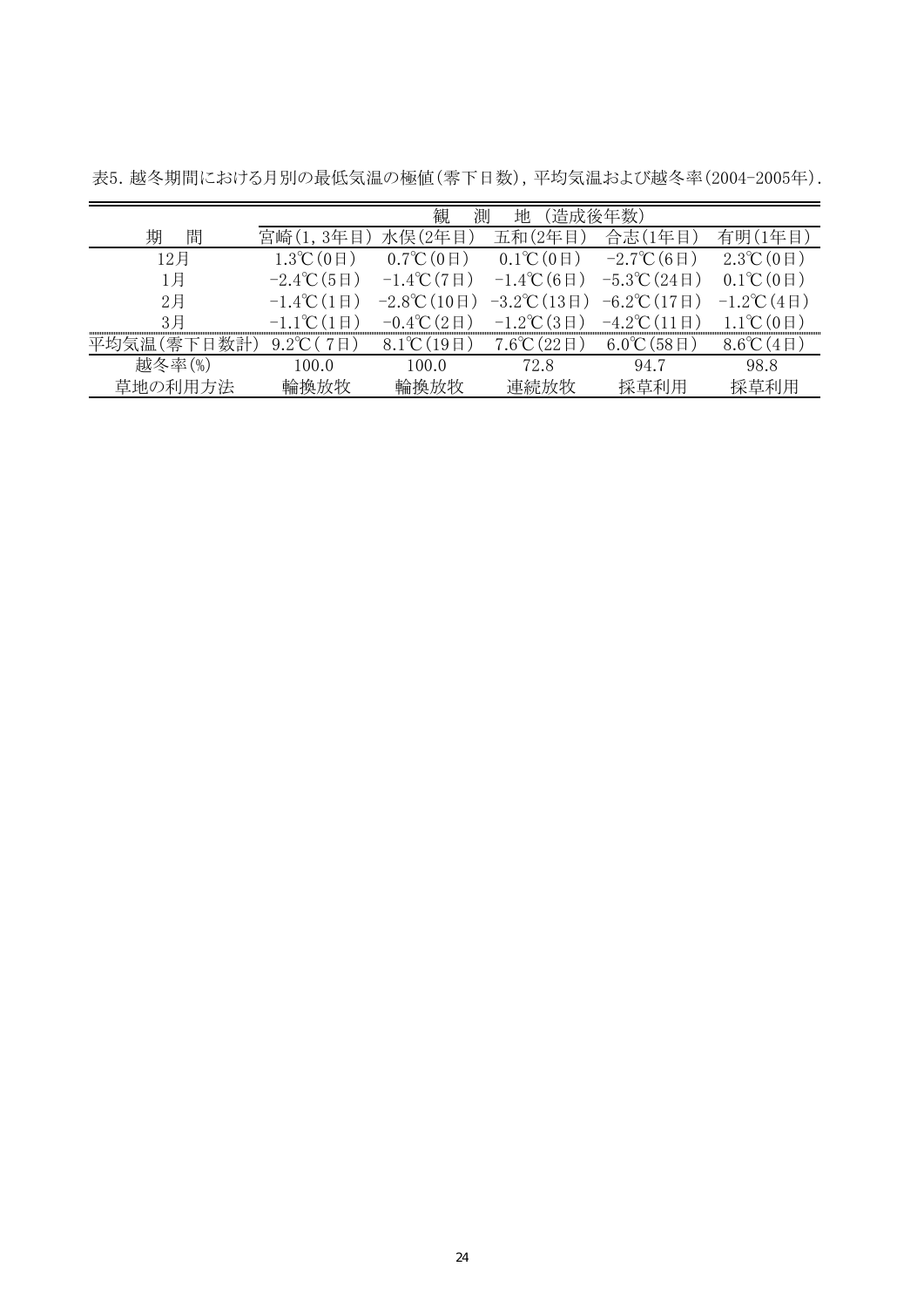表5. 越冬期間における月別の最低気温の極値(零下日数), 平均気温および越冬率(2004-2005年).

| 期　間 | 観　測　地（造成後年数） | | | | |
|---|---|---|---|---|---|
| | 宮崎(1, 3年目) | 水俣(2年目) | 五和(2年目) | 合志(1年目) | 有明(1年目) |
| 12月 | 1.3℃(0日) | 0.7℃(0日) | 0.1℃(0日) | −2.7℃(6日) | 2.3℃(0日) |
| 1月 | −2.4℃(5日) | −1.4℃(7日) | −1.4℃(6日) | −5.3℃(24日) | 0.1℃(0日) |
| 2月 | −1.4℃(1日) | −2.8℃(10日) | −3.2℃(13日) | −6.2℃(17日) | −1.2℃(4日) |
| 3月 | −1.1℃(1日) | −0.4℃(2日) | −1.2℃(3日) | −4.2℃(11日) | 1.1℃(0日) |
| 平均気温(零下日数計) | 9.2℃( 7日) | 8.1℃(19日) | 7.6℃(22日) | 6.0℃(58日) | 8.6℃(4日) |
| 越冬率(%) | 100.0 | 100.0 | 72.8 | 94.7 | 98.8 |
| 草地の利用方法 | 輪換放牧 | 輪換放牧 | 連続放牧 | 採草利用 | 採草利用 |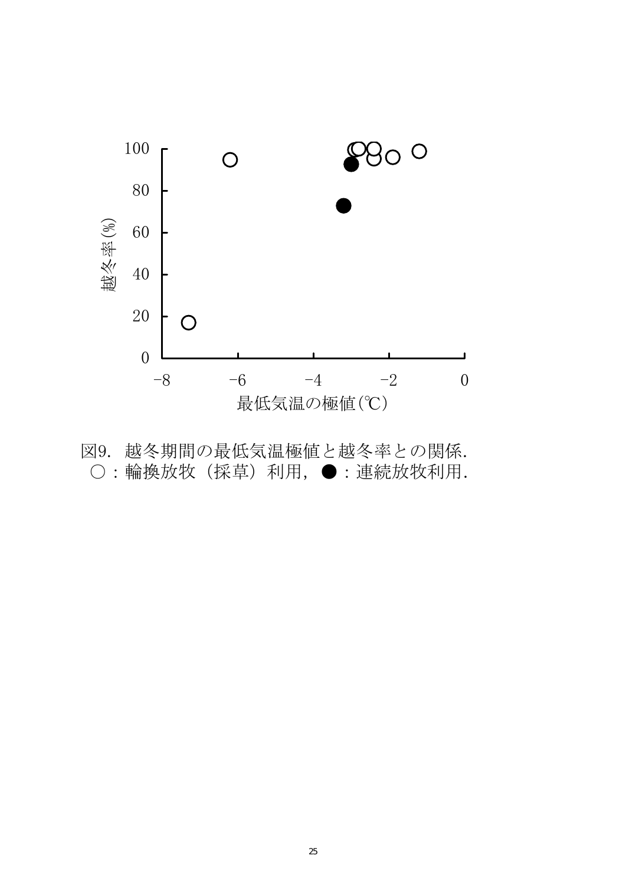図9. 越冬期間の最低気温極値と越冬率との関係.
○：輪換放牧（採草）利用，●：連続放牧利用.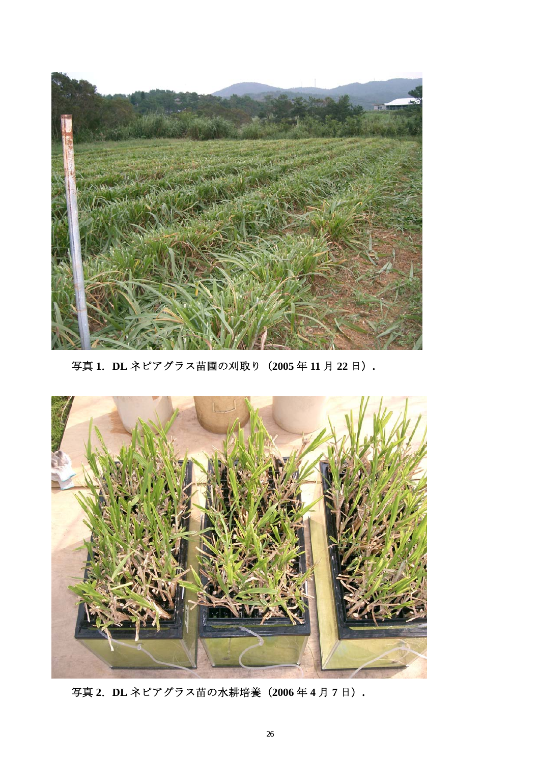**写真 1．DL ネピアグラス苗圃の刈取り（2005 年 11 月 22 日）．**

**写真 2．DL ネピアグラス苗の水耕培養（2006 年 4 月 7 日）．**